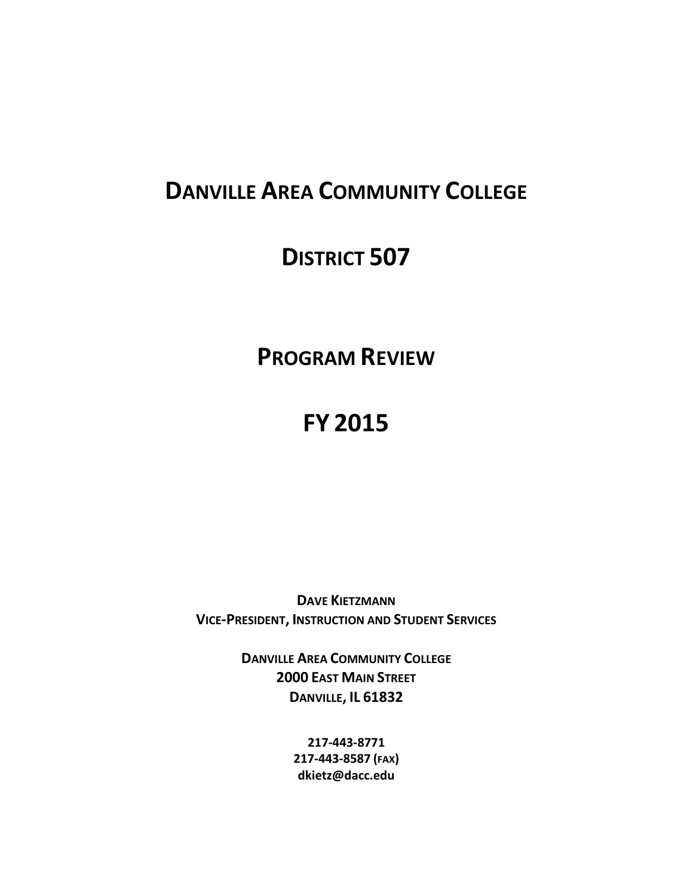# Danville Area Community College

# District 507

# Program Review

# FY 2015

**Dave Kietzmann**
**Vice-President, Instruction and Student Services**

**Danville Area Community College**
**2000 East Main Street**
**Danville, IL 61832**

**217-443-8771**
**217-443-8587 (fax)**
**dkietz@dacc.edu**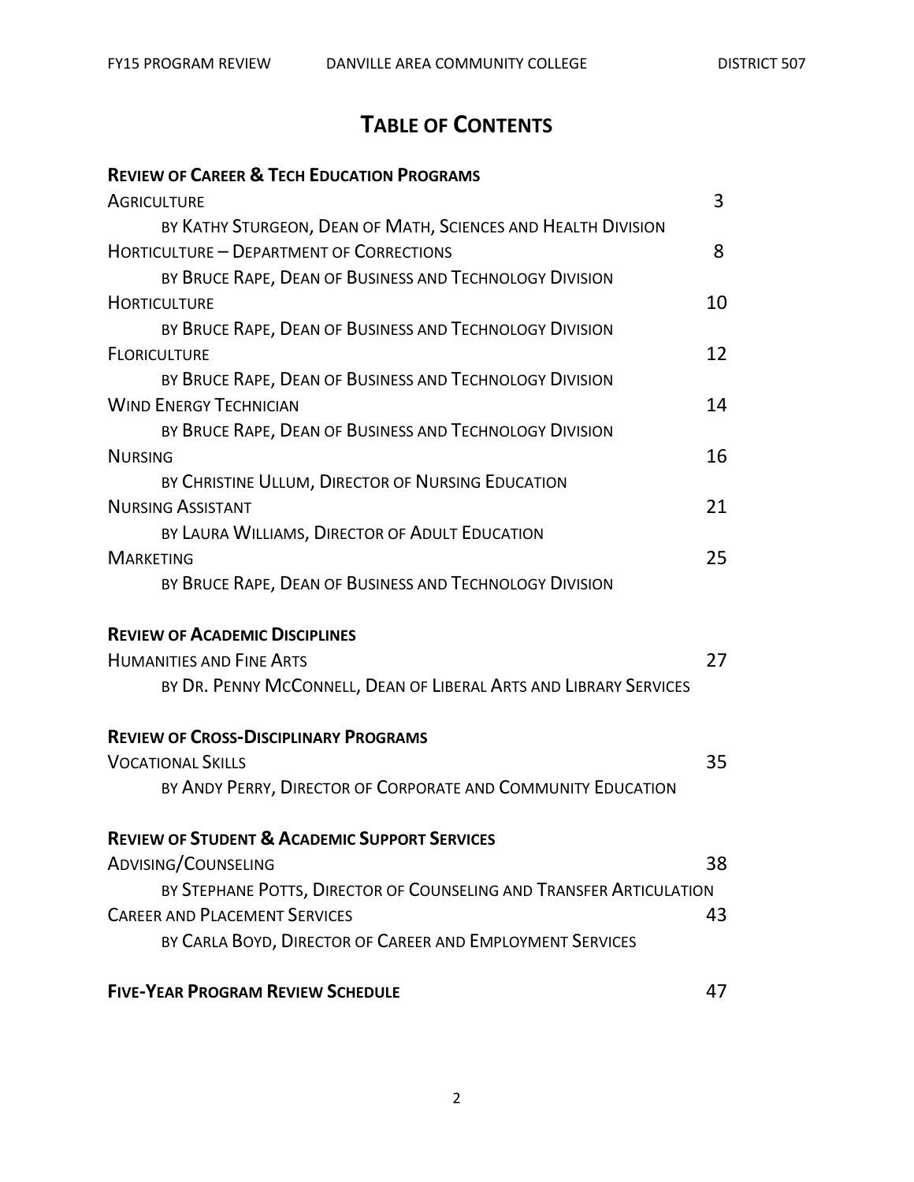# Table of Contents

**Review of Career & Tech Education Programs**

| | |
|---|---|
| Agriculture<br>by Kathy Sturgeon, Dean of Math, Sciences and Health Division | 3 |
| Horticulture – Department of Corrections<br>by Bruce Rape, Dean of Business and Technology Division | 8 |
| Horticulture<br>by Bruce Rape, Dean of Business and Technology Division | 10 |
| Floriculture<br>by Bruce Rape, Dean of Business and Technology Division | 12 |
| Wind Energy Technician<br>by Bruce Rape, Dean of Business and Technology Division | 14 |
| Nursing<br>by Christine Ullum, Director of Nursing Education | 16 |
| Nursing Assistant<br>by Laura Williams, Director of Adult Education | 21 |
| Marketing<br>by Bruce Rape, Dean of Business and Technology Division | 25 |

**Review of Academic Disciplines**

| | |
|---|---|
| Humanities and Fine Arts<br>by Dr. Penny McConnell, Dean of Liberal Arts and Library Services | 27 |

**Review of Cross-Disciplinary Programs**

| | |
|---|---|
| Vocational Skills<br>by Andy Perry, Director of Corporate and Community Education | 35 |

**Review of Student & Academic Support Services**

| | |
|---|---|
| Advising/Counseling<br>by Stephane Potts, Director of Counseling and Transfer Articulation | 38 |
| Career and Placement Services<br>by Carla Boyd, Director of Career and Employment Services | 43 |

| | |
|---|---|
| **Five-Year Program Review Schedule** | 47 |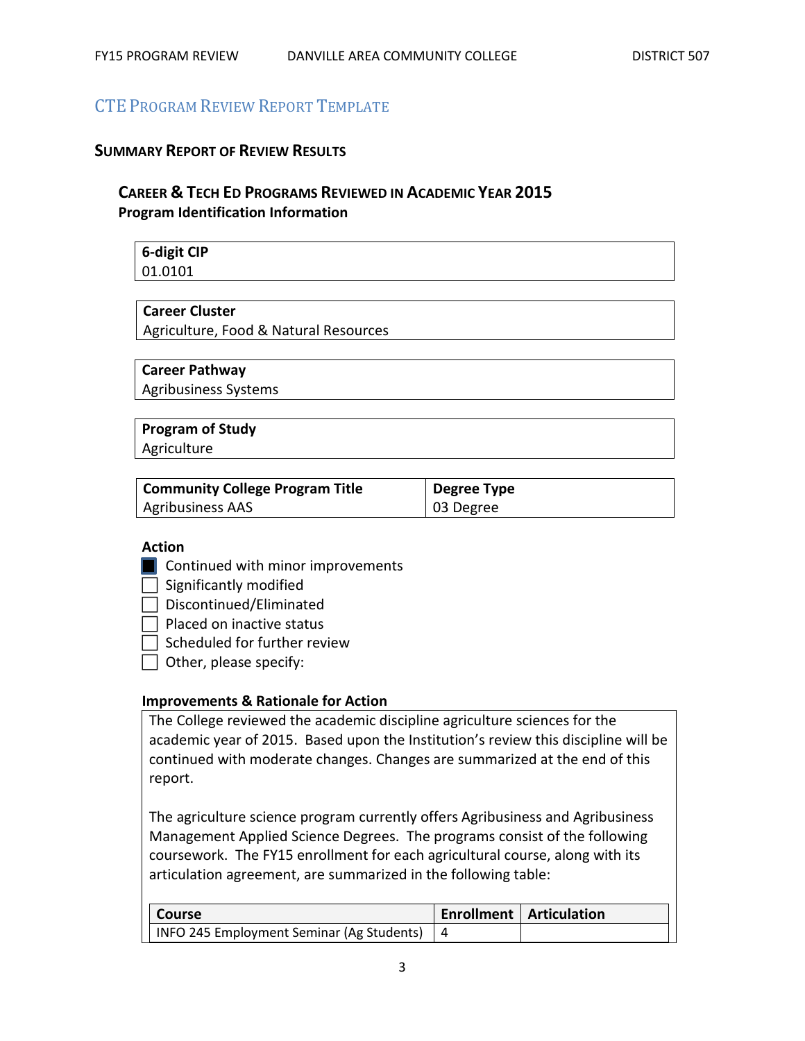## CTE Program Review Report Template

### Summary Report of Review Results

#### Career & Tech Ed Programs Reviewed in Academic Year 2015

**Program Identification Information**

| **6-digit CIP** |
|---|
| 01.0101 |

| **Career Cluster** |
|---|
| Agriculture, Food & Natural Resources |

| **Career Pathway** |
|---|
| Agribusiness Systems |

| **Program of Study** |
|---|
| Agriculture |

| **Community College Program Title** | **Degree Type** |
|---|---|
| Agribusiness AAS | 03 Degree |

**Action**

- [x] Continued with minor improvements
- [ ] Significantly modified
- [ ] Discontinued/Eliminated
- [ ] Placed on inactive status
- [ ] Scheduled for further review
- [ ] Other, please specify:

**Improvements & Rationale for Action**

The College reviewed the academic discipline agriculture sciences for the academic year of 2015. Based upon the Institution's review this discipline will be continued with moderate changes. Changes are summarized at the end of this report.

The agriculture science program currently offers Agribusiness and Agribusiness Management Applied Science Degrees. The programs consist of the following coursework. The FY15 enrollment for each agricultural course, along with its articulation agreement, are summarized in the following table:

| Course | Enrollment | Articulation |
|---|---|---|
| INFO 245 Employment Seminar (Ag Students) | 4 | |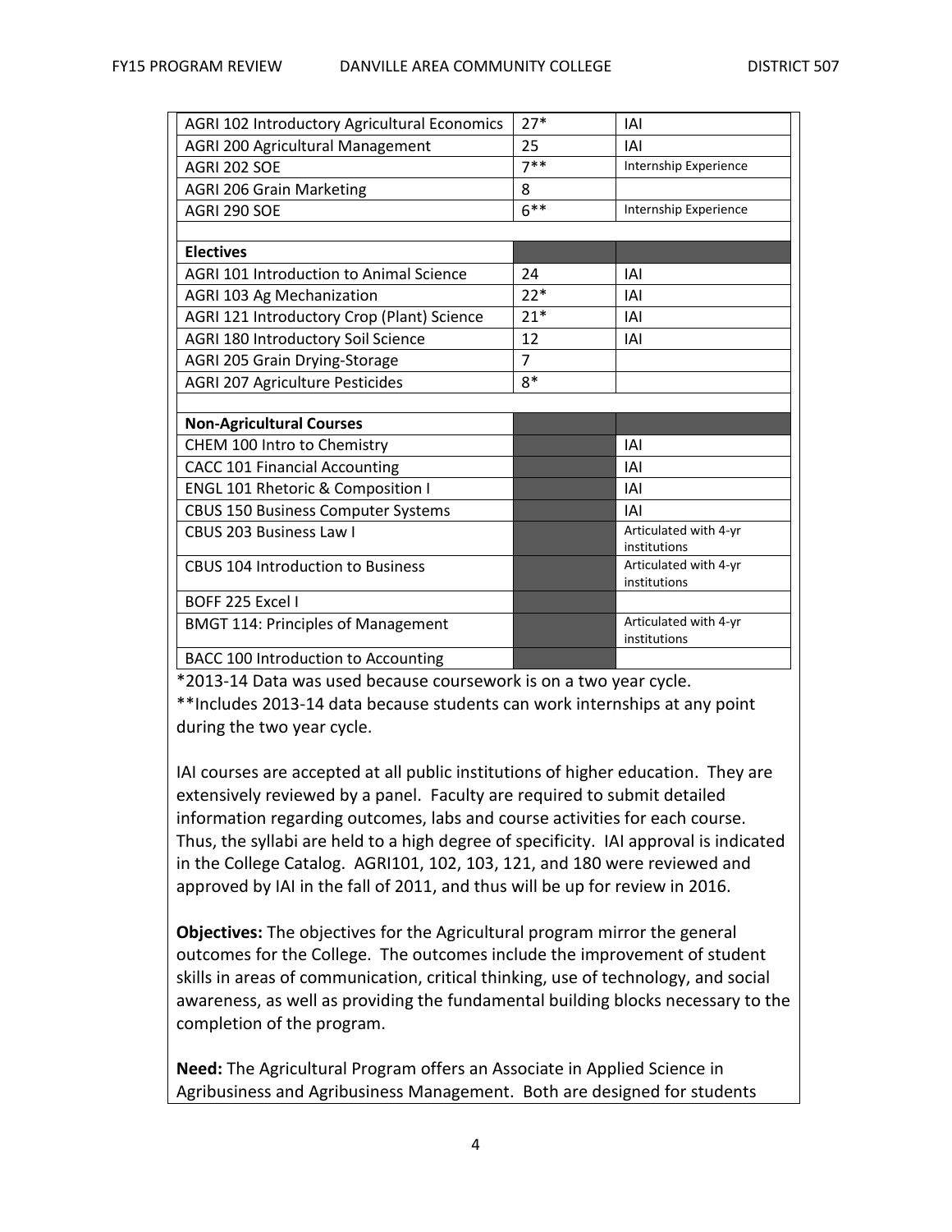| | | |
|---|---|---|
| AGRI 102 Introductory Agricultural Economics | 27* | IAI |
| AGRI 200 Agricultural Management | 25 | IAI |
| AGRI 202 SOE | 7** | Internship Experience |
| AGRI 206 Grain Marketing | 8 | |
| AGRI 290 SOE | 6** | Internship Experience |
| | | |
| **Electives** | | |
| AGRI 101 Introduction to Animal Science | 24 | IAI |
| AGRI 103 Ag Mechanization | 22* | IAI |
| AGRI 121 Introductory Crop (Plant) Science | 21* | IAI |
| AGRI 180 Introductory Soil Science | 12 | IAI |
| AGRI 205 Grain Drying-Storage | 7 | |
| AGRI 207 Agriculture Pesticides | 8* | |
| | | |
| **Non-Agricultural Courses** | | |
| CHEM 100 Intro to Chemistry | | IAI |
| CACC 101 Financial Accounting | | IAI |
| ENGL 101 Rhetoric & Composition I | | IAI |
| CBUS 150 Business Computer Systems | | IAI |
| CBUS 203 Business Law I | | Articulated with 4-yr institutions |
| CBUS 104 Introduction to Business | | Articulated with 4-yr institutions |
| BOFF 225 Excel I | | |
| BMGT 114: Principles of Management | | Articulated with 4-yr institutions |
| BACC 100 Introduction to Accounting | | |

*2013-14 Data was used because coursework is on a two year cycle.
**Includes 2013-14 data because students can work internships at any point during the two year cycle.

IAI courses are accepted at all public institutions of higher education. They are extensively reviewed by a panel. Faculty are required to submit detailed information regarding outcomes, labs and course activities for each course. Thus, the syllabi are held to a high degree of specificity. IAI approval is indicated in the College Catalog. AGRI101, 102, 103, 121, and 180 were reviewed and approved by IAI in the fall of 2011, and thus will be up for review in 2016.

**Objectives:** The objectives for the Agricultural program mirror the general outcomes for the College. The outcomes include the improvement of student skills in areas of communication, critical thinking, use of technology, and social awareness, as well as providing the fundamental building blocks necessary to the completion of the program.

**Need:** The Agricultural Program offers an Associate in Applied Science in Agribusiness and Agribusiness Management. Both are designed for students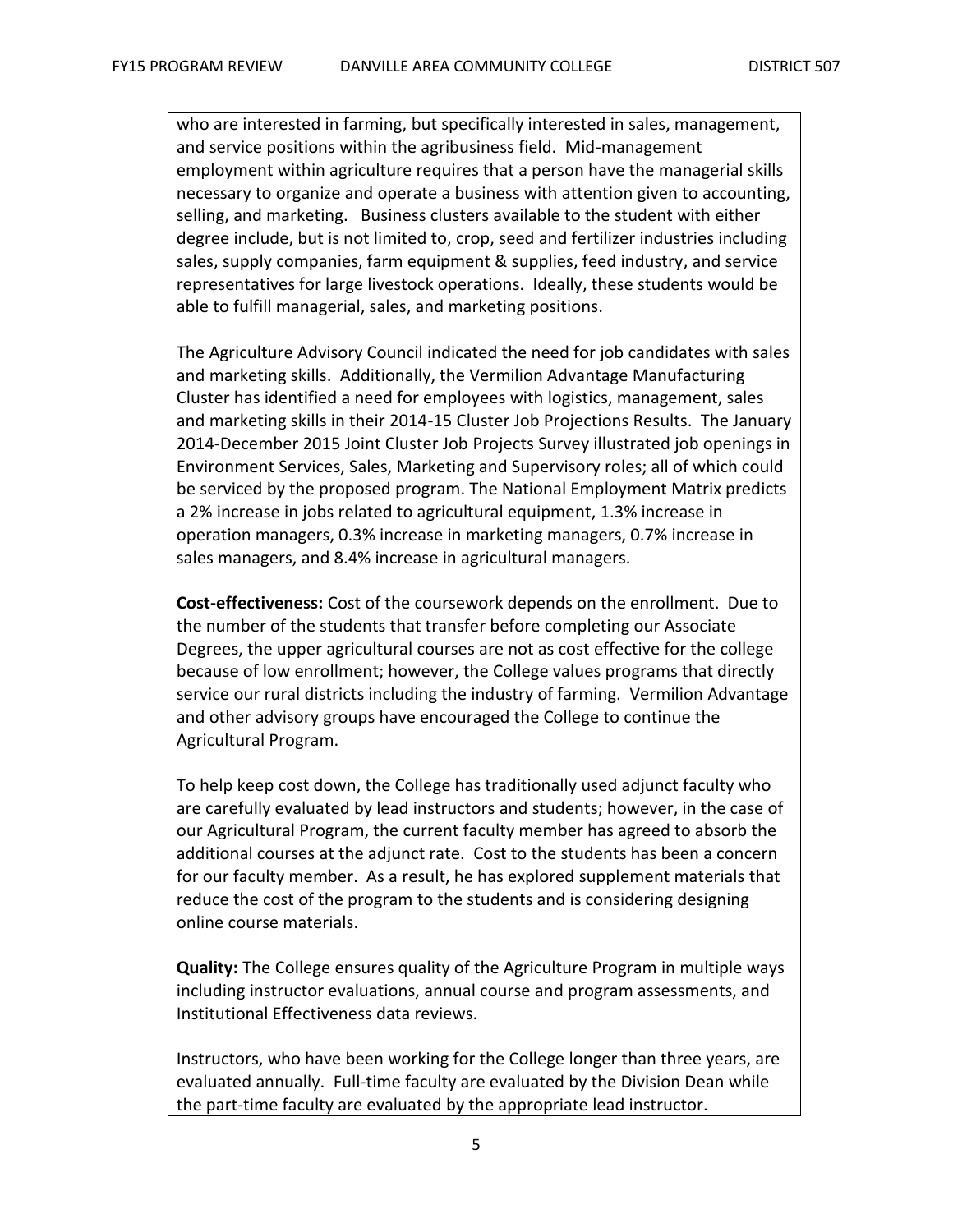who are interested in farming, but specifically interested in sales, management, and service positions within the agribusiness field. Mid-management employment within agriculture requires that a person have the managerial skills necessary to organize and operate a business with attention given to accounting, selling, and marketing. Business clusters available to the student with either degree include, but is not limited to, crop, seed and fertilizer industries including sales, supply companies, farm equipment & supplies, feed industry, and service representatives for large livestock operations. Ideally, these students would be able to fulfill managerial, sales, and marketing positions.

The Agriculture Advisory Council indicated the need for job candidates with sales and marketing skills. Additionally, the Vermilion Advantage Manufacturing Cluster has identified a need for employees with logistics, management, sales and marketing skills in their 2014-15 Cluster Job Projections Results. The January 2014-December 2015 Joint Cluster Job Projects Survey illustrated job openings in Environment Services, Sales, Marketing and Supervisory roles; all of which could be serviced by the proposed program. The National Employment Matrix predicts a 2% increase in jobs related to agricultural equipment, 1.3% increase in operation managers, 0.3% increase in marketing managers, 0.7% increase in sales managers, and 8.4% increase in agricultural managers.

**Cost-effectiveness:** Cost of the coursework depends on the enrollment. Due to the number of the students that transfer before completing our Associate Degrees, the upper agricultural courses are not as cost effective for the college because of low enrollment; however, the College values programs that directly service our rural districts including the industry of farming. Vermilion Advantage and other advisory groups have encouraged the College to continue the Agricultural Program.

To help keep cost down, the College has traditionally used adjunct faculty who are carefully evaluated by lead instructors and students; however, in the case of our Agricultural Program, the current faculty member has agreed to absorb the additional courses at the adjunct rate. Cost to the students has been a concern for our faculty member. As a result, he has explored supplement materials that reduce the cost of the program to the students and is considering designing online course materials.

**Quality:** The College ensures quality of the Agriculture Program in multiple ways including instructor evaluations, annual course and program assessments, and Institutional Effectiveness data reviews.

Instructors, who have been working for the College longer than three years, are evaluated annually. Full-time faculty are evaluated by the Division Dean while the part-time faculty are evaluated by the appropriate lead instructor.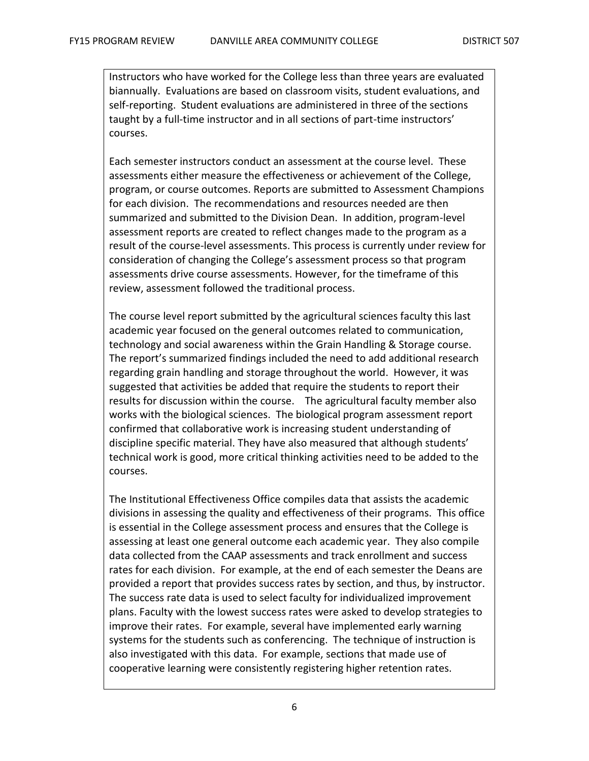Instructors who have worked for the College less than three years are evaluated biannually. Evaluations are based on classroom visits, student evaluations, and self-reporting. Student evaluations are administered in three of the sections taught by a full-time instructor and in all sections of part-time instructors' courses.

Each semester instructors conduct an assessment at the course level. These assessments either measure the effectiveness or achievement of the College, program, or course outcomes. Reports are submitted to Assessment Champions for each division. The recommendations and resources needed are then summarized and submitted to the Division Dean. In addition, program-level assessment reports are created to reflect changes made to the program as a result of the course-level assessments. This process is currently under review for consideration of changing the College's assessment process so that program assessments drive course assessments. However, for the timeframe of this review, assessment followed the traditional process.

The course level report submitted by the agricultural sciences faculty this last academic year focused on the general outcomes related to communication, technology and social awareness within the Grain Handling & Storage course. The report's summarized findings included the need to add additional research regarding grain handling and storage throughout the world. However, it was suggested that activities be added that require the students to report their results for discussion within the course. The agricultural faculty member also works with the biological sciences. The biological program assessment report confirmed that collaborative work is increasing student understanding of discipline specific material. They have also measured that although students' technical work is good, more critical thinking activities need to be added to the courses.

The Institutional Effectiveness Office compiles data that assists the academic divisions in assessing the quality and effectiveness of their programs. This office is essential in the College assessment process and ensures that the College is assessing at least one general outcome each academic year. They also compile data collected from the CAAP assessments and track enrollment and success rates for each division. For example, at the end of each semester the Deans are provided a report that provides success rates by section, and thus, by instructor. The success rate data is used to select faculty for individualized improvement plans. Faculty with the lowest success rates were asked to develop strategies to improve their rates. For example, several have implemented early warning systems for the students such as conferencing. The technique of instruction is also investigated with this data. For example, sections that made use of cooperative learning were consistently registering higher retention rates.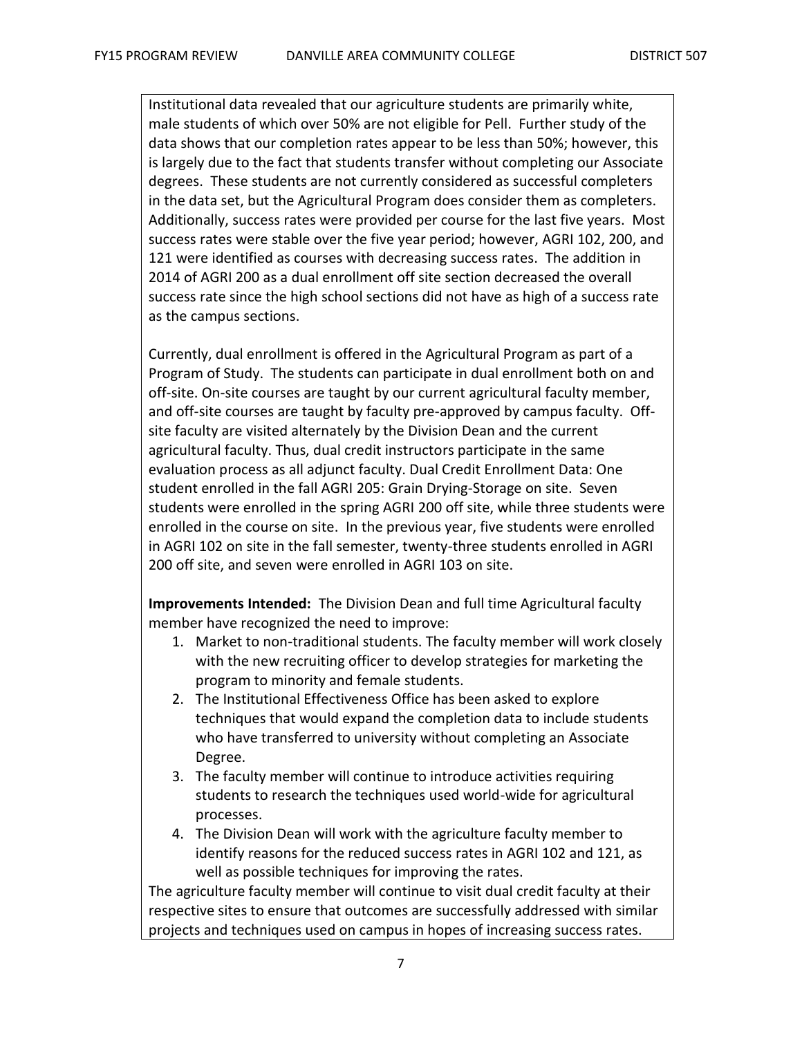Institutional data revealed that our agriculture students are primarily white, male students of which over 50% are not eligible for Pell. Further study of the data shows that our completion rates appear to be less than 50%; however, this is largely due to the fact that students transfer without completing our Associate degrees. These students are not currently considered as successful completers in the data set, but the Agricultural Program does consider them as completers. Additionally, success rates were provided per course for the last five years. Most success rates were stable over the five year period; however, AGRI 102, 200, and 121 were identified as courses with decreasing success rates. The addition in 2014 of AGRI 200 as a dual enrollment off site section decreased the overall success rate since the high school sections did not have as high of a success rate as the campus sections.

Currently, dual enrollment is offered in the Agricultural Program as part of a Program of Study. The students can participate in dual enrollment both on and off-site. On-site courses are taught by our current agricultural faculty member, and off-site courses are taught by faculty pre-approved by campus faculty. Off-site faculty are visited alternately by the Division Dean and the current agricultural faculty. Thus, dual credit instructors participate in the same evaluation process as all adjunct faculty. Dual Credit Enrollment Data: One student enrolled in the fall AGRI 205: Grain Drying-Storage on site. Seven students were enrolled in the spring AGRI 200 off site, while three students were enrolled in the course on site. In the previous year, five students were enrolled in AGRI 102 on site in the fall semester, twenty-three students enrolled in AGRI 200 off site, and seven were enrolled in AGRI 103 on site.

**Improvements Intended:** The Division Dean and full time Agricultural faculty member have recognized the need to improve:

1. Market to non-traditional students. The faculty member will work closely with the new recruiting officer to develop strategies for marketing the program to minority and female students.
2. The Institutional Effectiveness Office has been asked to explore techniques that would expand the completion data to include students who have transferred to university without completing an Associate Degree.
3. The faculty member will continue to introduce activities requiring students to research the techniques used world-wide for agricultural processes.
4. The Division Dean will work with the agriculture faculty member to identify reasons for the reduced success rates in AGRI 102 and 121, as well as possible techniques for improving the rates.

The agriculture faculty member will continue to visit dual credit faculty at their respective sites to ensure that outcomes are successfully addressed with similar projects and techniques used on campus in hopes of increasing success rates.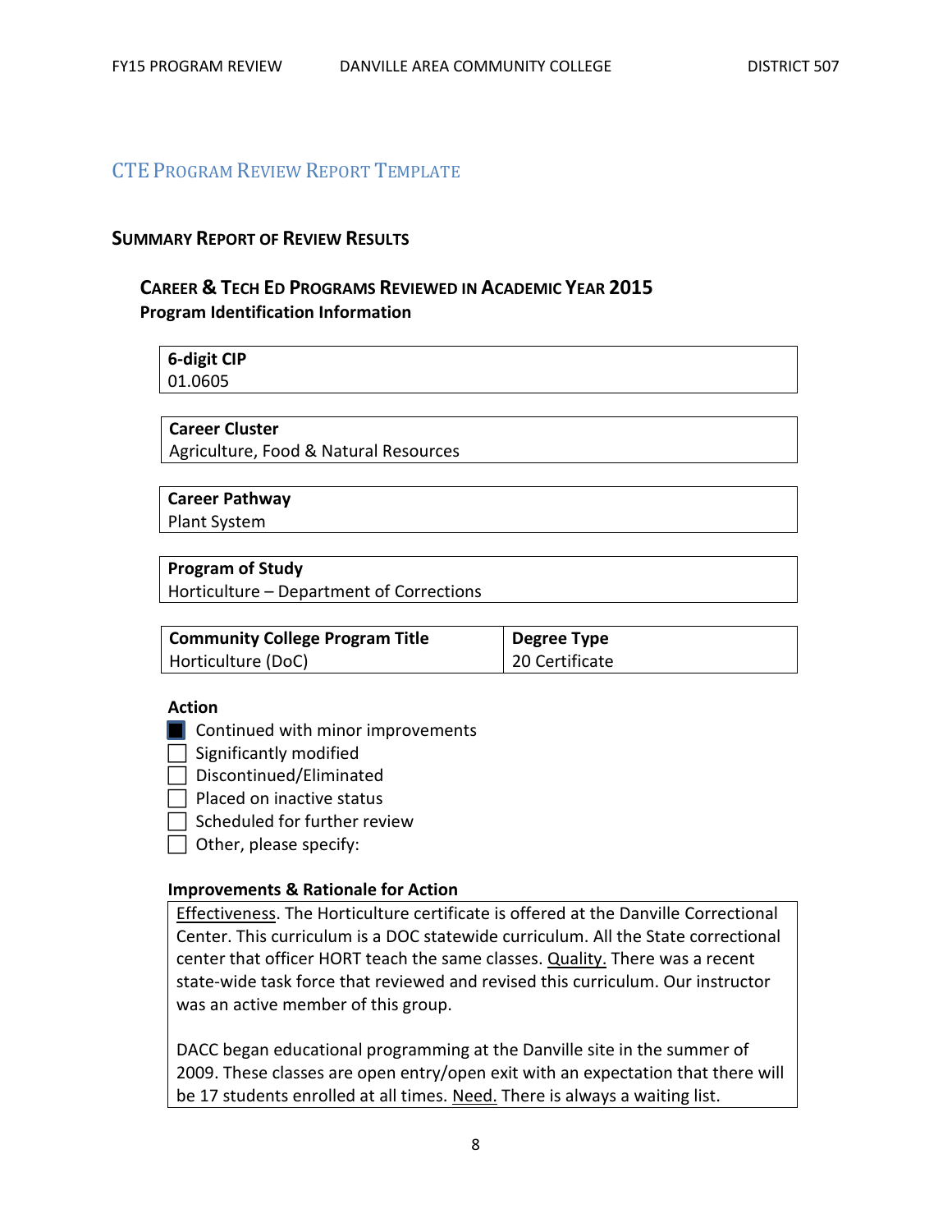## CTE Program Review Report Template

### Summary Report of Review Results

#### Career & Tech Ed Programs Reviewed in Academic Year 2015

**Program Identification Information**

| **6-digit CIP** |
| --- |
| 01.0605 |

| **Career Cluster** |
| --- |
| Agriculture, Food & Natural Resources |

| **Career Pathway** |
| --- |
| Plant System |

| **Program of Study** |
| --- |
| Horticulture – Department of Corrections |

| **Community College Program Title** | **Degree Type** |
| --- | --- |
| Horticulture (DoC) | 20 Certificate |

**Action**

- [x] Continued with minor improvements
- [ ] Significantly modified
- [ ] Discontinued/Eliminated
- [ ] Placed on inactive status
- [ ] Scheduled for further review
- [ ] Other, please specify:

**Improvements & Rationale for Action**

Effectiveness. The Horticulture certificate is offered at the Danville Correctional Center. This curriculum is a DOC statewide curriculum. All the State correctional center that officer HORT teach the same classes. Quality. There was a recent state-wide task force that reviewed and revised this curriculum. Our instructor was an active member of this group.

DACC began educational programming at the Danville site in the summer of 2009. These classes are open entry/open exit with an expectation that there will be 17 students enrolled at all times. Need. There is always a waiting list.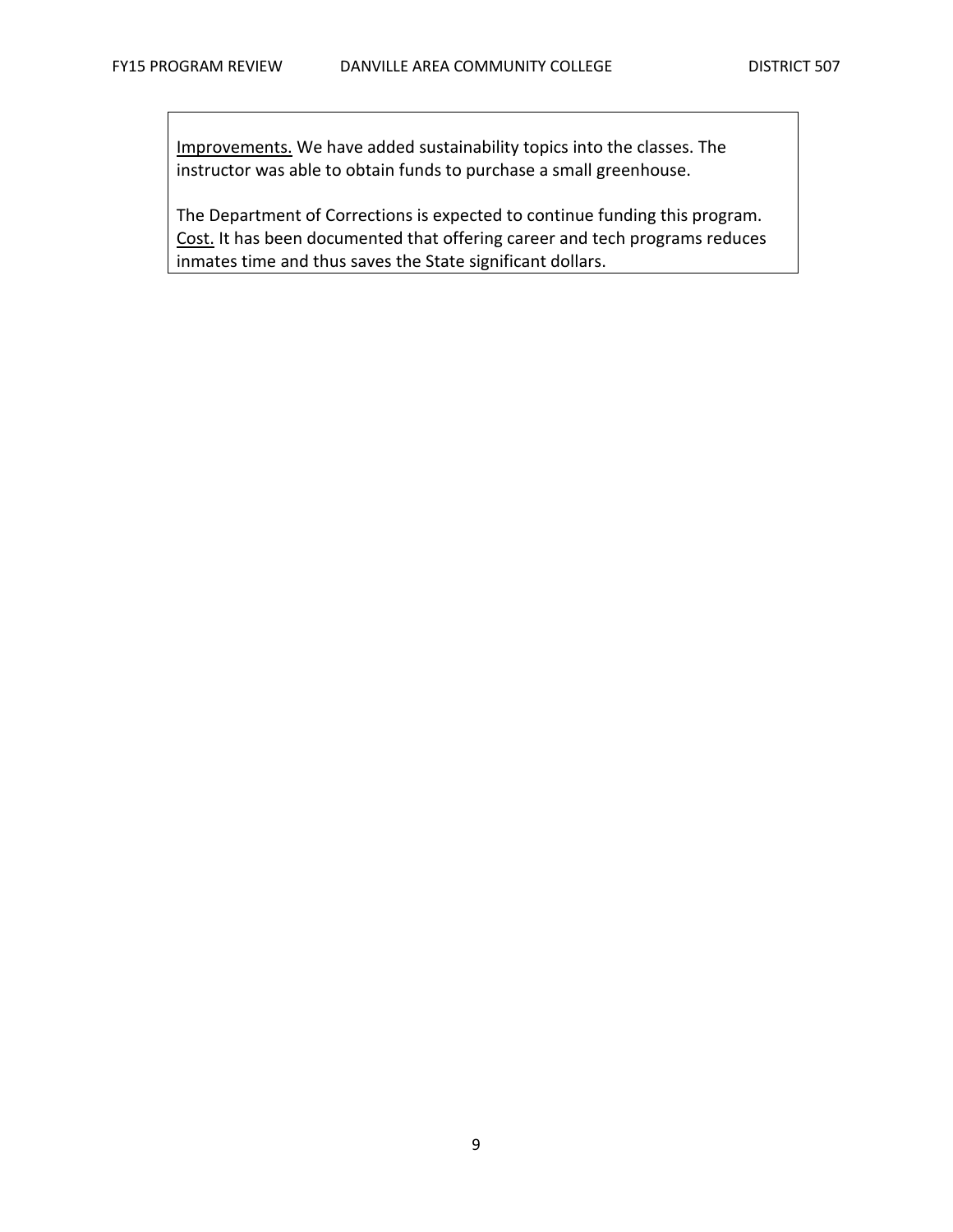Improvements. We have added sustainability topics into the classes. The instructor was able to obtain funds to purchase a small greenhouse.

The Department of Corrections is expected to continue funding this program. Cost. It has been documented that offering career and tech programs reduces inmates time and thus saves the State significant dollars.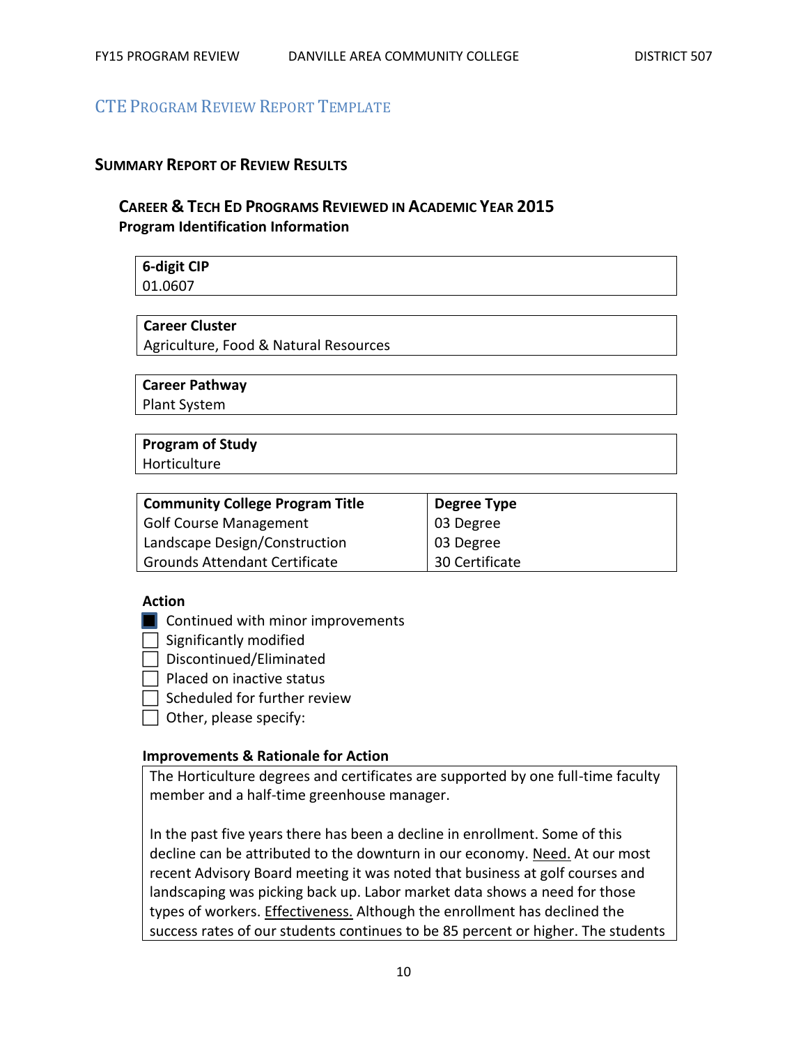## CTE Program Review Report Template

### Summary Report of Review Results

#### Career & Tech Ed Programs Reviewed in Academic Year 2015

**Program Identification Information**

| **6-digit CIP** |
|---|
| 01.0607 |

| **Career Cluster** |
|---|
| Agriculture, Food & Natural Resources |

| **Career Pathway** |
|---|
| Plant System |

| **Program of Study** |
|---|
| Horticulture |

| **Community College Program Title** | **Degree Type** |
|---|---|
| Golf Course Management | 03 Degree |
| Landscape Design/Construction | 03 Degree |
| Grounds Attendant Certificate | 30 Certificate |

**Action**

- [x] Continued with minor improvements
- [ ] Significantly modified
- [ ] Discontinued/Eliminated
- [ ] Placed on inactive status
- [ ] Scheduled for further review
- [ ] Other, please specify:

**Improvements & Rationale for Action**

The Horticulture degrees and certificates are supported by one full-time faculty member and a half-time greenhouse manager.

In the past five years there has been a decline in enrollment. Some of this decline can be attributed to the downturn in our economy. Need. At our most recent Advisory Board meeting it was noted that business at golf courses and landscaping was picking back up. Labor market data shows a need for those types of workers. Effectiveness. Although the enrollment has declined the success rates of our students continues to be 85 percent or higher. The students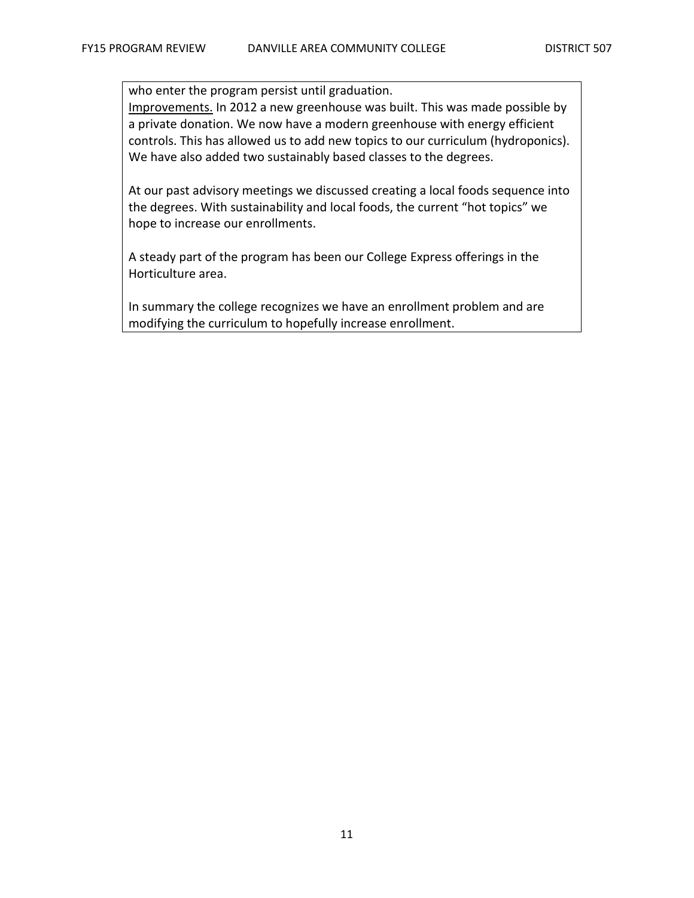who enter the program persist until graduation.
<u>Improvements.</u> In 2012 a new greenhouse was built. This was made possible by a private donation. We now have a modern greenhouse with energy efficient controls. This has allowed us to add new topics to our curriculum (hydroponics). We have also added two sustainably based classes to the degrees.

At our past advisory meetings we discussed creating a local foods sequence into the degrees. With sustainability and local foods, the current "hot topics" we hope to increase our enrollments.

A steady part of the program has been our College Express offerings in the Horticulture area.

In summary the college recognizes we have an enrollment problem and are modifying the curriculum to hopefully increase enrollment.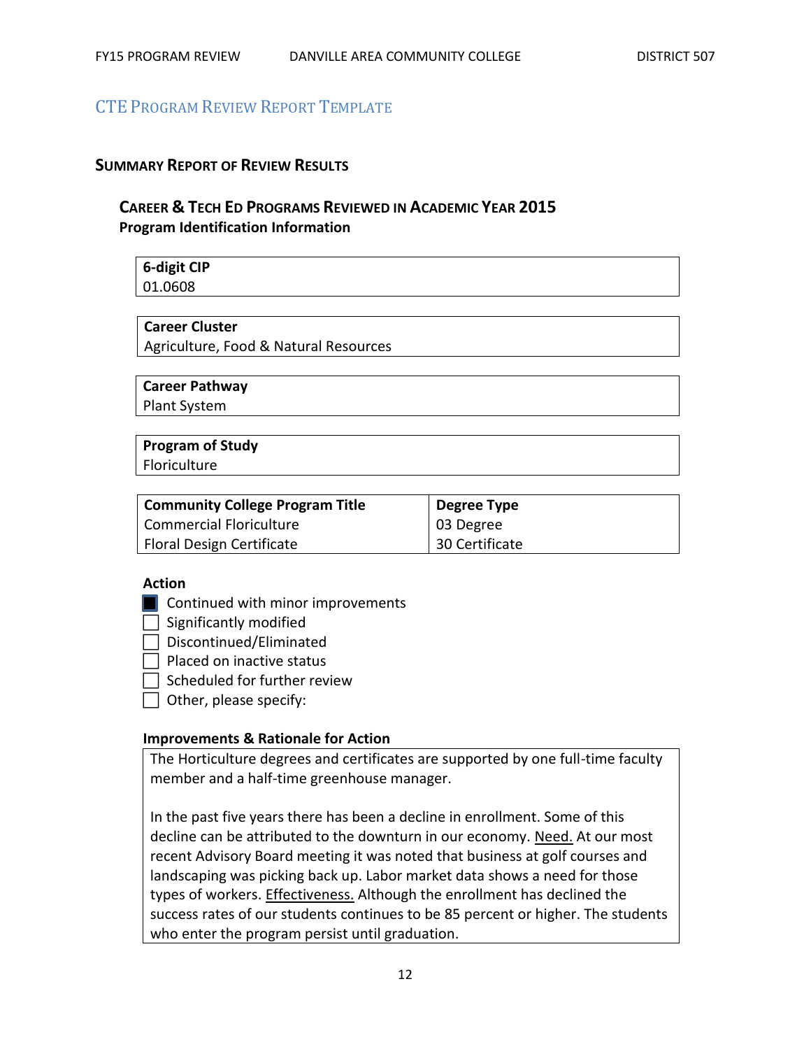## CTE Program Review Report Template

### Summary Report of Review Results

#### Career & Tech Ed Programs Reviewed in Academic Year 2015

**Program Identification Information**

| 6-digit CIP |
|---|
| 01.0608 |

| Career Cluster |
|---|
| Agriculture, Food & Natural Resources |

| Career Pathway |
|---|
| Plant System |

| Program of Study |
|---|
| Floriculture |

| Community College Program Title | Degree Type |
|---|---|
| Commercial Floriculture | 03 Degree |
| Floral Design Certificate | 30 Certificate |

**Action**

- [x] Continued with minor improvements
- [ ] Significantly modified
- [ ] Discontinued/Eliminated
- [ ] Placed on inactive status
- [ ] Scheduled for further review
- [ ] Other, please specify:

**Improvements & Rationale for Action**

The Horticulture degrees and certificates are supported by one full-time faculty member and a half-time greenhouse manager.

In the past five years there has been a decline in enrollment. Some of this decline can be attributed to the downturn in our economy. <u>Need.</u> At our most recent Advisory Board meeting it was noted that business at golf courses and landscaping was picking back up. Labor market data shows a need for those types of workers. <u>Effectiveness.</u> Although the enrollment has declined the success rates of our students continues to be 85 percent or higher. The students who enter the program persist until graduation.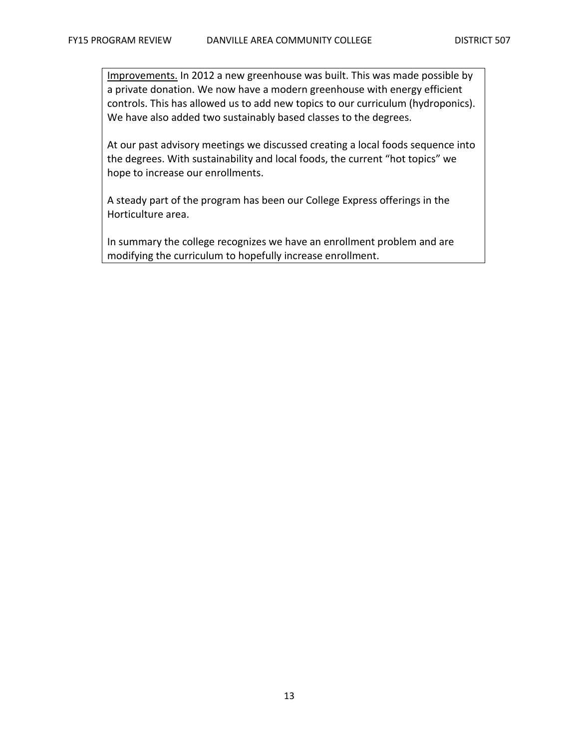<u>Improvements.</u> In 2012 a new greenhouse was built. This was made possible by a private donation. We now have a modern greenhouse with energy efficient controls. This has allowed us to add new topics to our curriculum (hydroponics). We have also added two sustainably based classes to the degrees.

At our past advisory meetings we discussed creating a local foods sequence into the degrees. With sustainability and local foods, the current "hot topics" we hope to increase our enrollments.

A steady part of the program has been our College Express offerings in the Horticulture area.

In summary the college recognizes we have an enrollment problem and are modifying the curriculum to hopefully increase enrollment.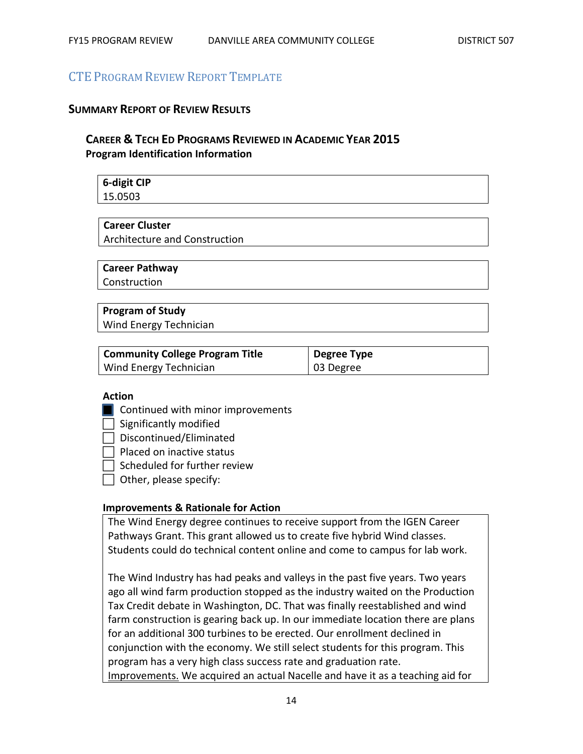## CTE Program Review Report Template

### Summary Report of Review Results

#### Career & Tech Ed Programs Reviewed in Academic Year 2015

**Program Identification Information**

| **6-digit CIP** |
|---|
| 15.0503 |

| **Career Cluster** |
|---|
| Architecture and Construction |

| **Career Pathway** |
|---|
| Construction |

| **Program of Study** |
|---|
| Wind Energy Technician |

| **Community College Program Title** | **Degree Type** |
|---|---|
| Wind Energy Technician | 03 Degree |

**Action**

- [x] Continued with minor improvements
- [ ] Significantly modified
- [ ] Discontinued/Eliminated
- [ ] Placed on inactive status
- [ ] Scheduled for further review
- [ ] Other, please specify:

**Improvements & Rationale for Action**

The Wind Energy degree continues to receive support from the IGEN Career Pathways Grant. This grant allowed us to create five hybrid Wind classes. Students could do technical content online and come to campus for lab work.

The Wind Industry has had peaks and valleys in the past five years. Two years ago all wind farm production stopped as the industry waited on the Production Tax Credit debate in Washington, DC. That was finally reestablished and wind farm construction is gearing back up. In our immediate location there are plans for an additional 300 turbines to be erected. Our enrollment declined in conjunction with the economy. We still select students for this program. This program has a very high class success rate and graduation rate.
Improvements. We acquired an actual Nacelle and have it as a teaching aid for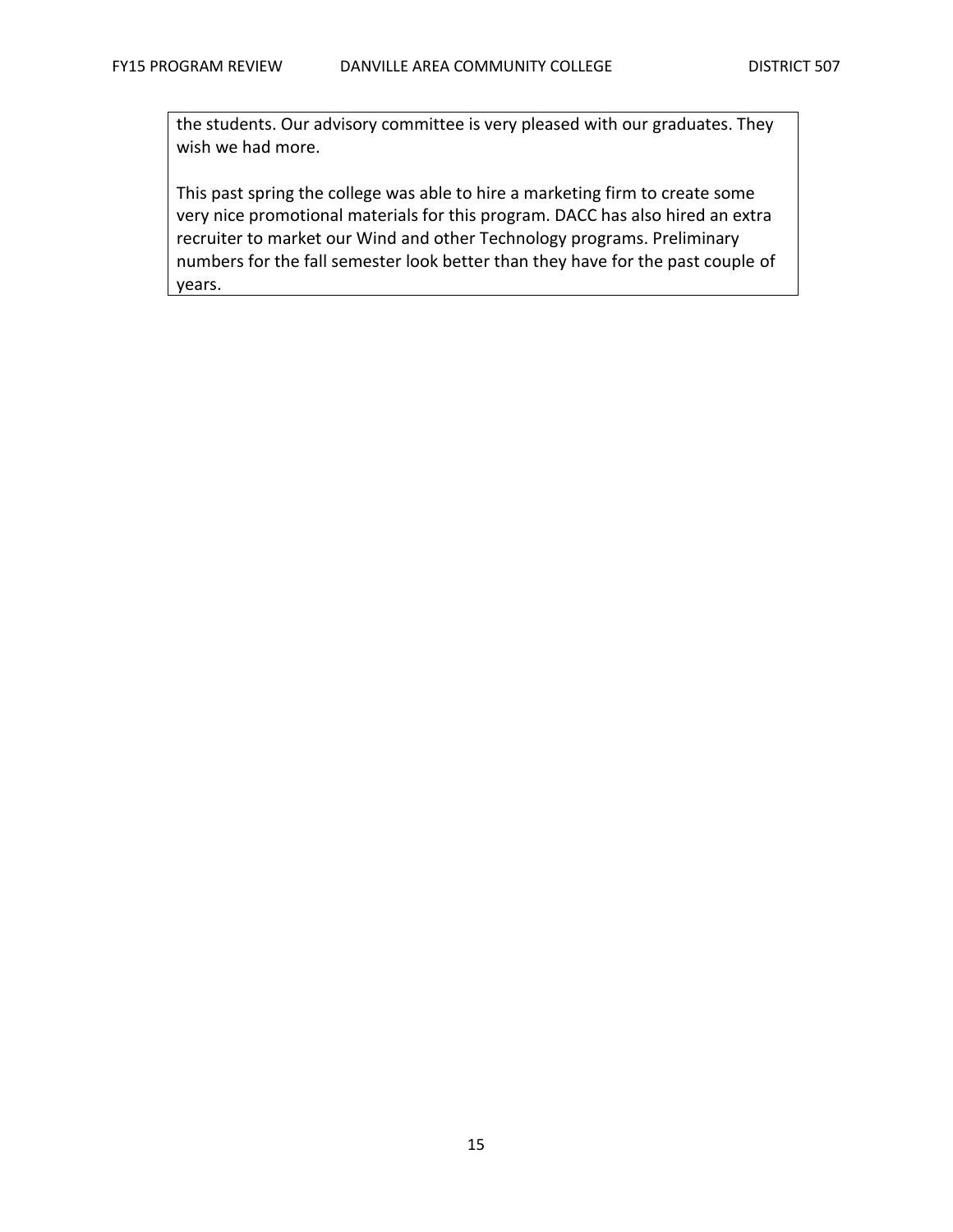the students. Our advisory committee is very pleased with our graduates. They wish we had more.

This past spring the college was able to hire a marketing firm to create some very nice promotional materials for this program. DACC has also hired an extra recruiter to market our Wind and other Technology programs. Preliminary numbers for the fall semester look better than they have for the past couple of years.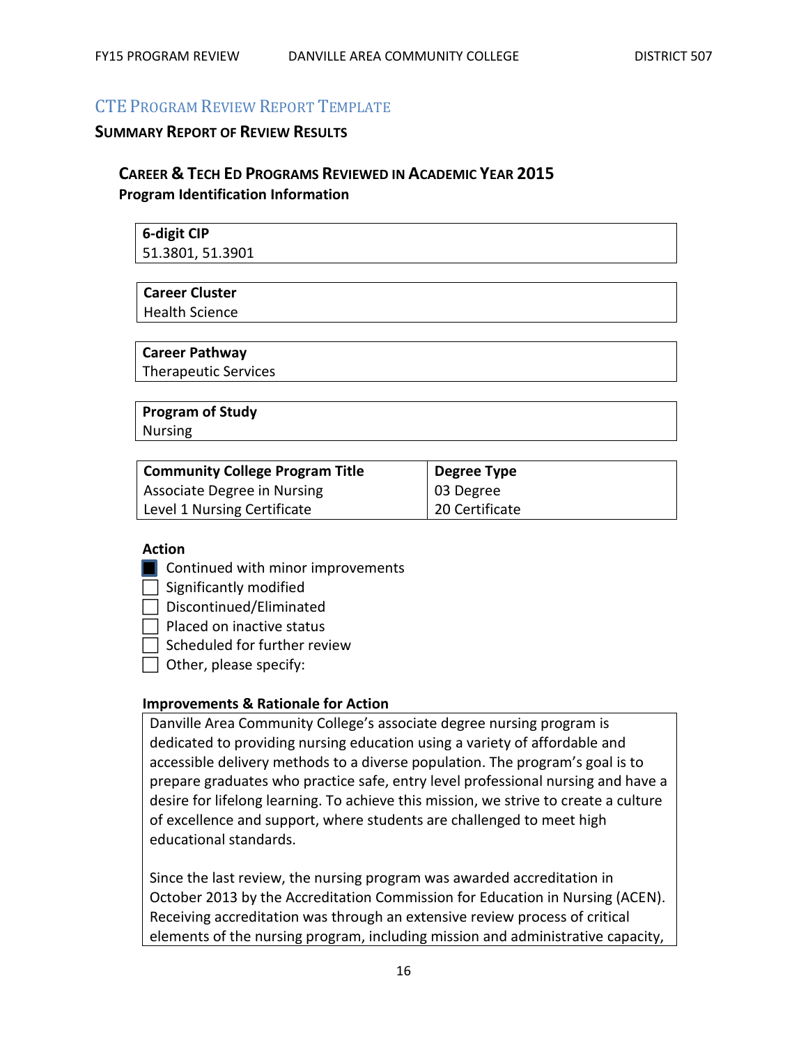## CTE Program Review Report Template

### Summary Report of Review Results

#### Career & Tech Ed Programs Reviewed in Academic Year 2015

**Program Identification Information**

| **6-digit CIP** |
|---|
| 51.3801, 51.3901 |

| **Career Cluster** |
|---|
| Health Science |

| **Career Pathway** |
|---|
| Therapeutic Services |

| **Program of Study** |
|---|
| Nursing |

| **Community College Program Title** | **Degree Type** |
|---|---|
| Associate Degree in Nursing | 03 Degree |
| Level 1 Nursing Certificate | 20 Certificate |

**Action**

- [x] Continued with minor improvements
- [ ] Significantly modified
- [ ] Discontinued/Eliminated
- [ ] Placed on inactive status
- [ ] Scheduled for further review
- [ ] Other, please specify:

**Improvements & Rationale for Action**

Danville Area Community College's associate degree nursing program is dedicated to providing nursing education using a variety of affordable and accessible delivery methods to a diverse population. The program's goal is to prepare graduates who practice safe, entry level professional nursing and have a desire for lifelong learning. To achieve this mission, we strive to create a culture of excellence and support, where students are challenged to meet high educational standards.

Since the last review, the nursing program was awarded accreditation in October 2013 by the Accreditation Commission for Education in Nursing (ACEN). Receiving accreditation was through an extensive review process of critical elements of the nursing program, including mission and administrative capacity,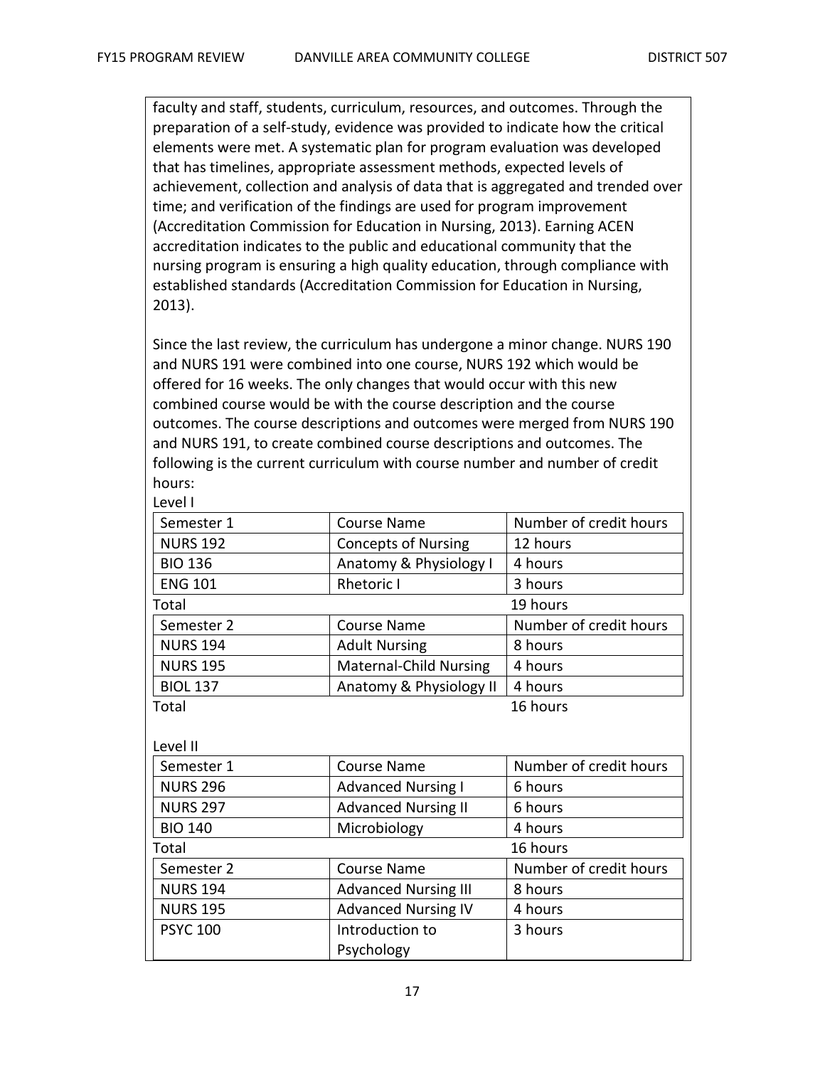faculty and staff, students, curriculum, resources, and outcomes. Through the preparation of a self-study, evidence was provided to indicate how the critical elements were met. A systematic plan for program evaluation was developed that has timelines, appropriate assessment methods, expected levels of achievement, collection and analysis of data that is aggregated and trended over time; and verification of the findings are used for program improvement (Accreditation Commission for Education in Nursing, 2013). Earning ACEN accreditation indicates to the public and educational community that the nursing program is ensuring a high quality education, through compliance with established standards (Accreditation Commission for Education in Nursing, 2013).

Since the last review, the curriculum has undergone a minor change. NURS 190 and NURS 191 were combined into one course, NURS 192 which would be offered for 16 weeks. The only changes that would occur with this new combined course would be with the course description and the course outcomes. The course descriptions and outcomes were merged from NURS 190 and NURS 191, to create combined course descriptions and outcomes. The following is the current curriculum with course number and number of credit hours:

Level I

| Semester 1 | Course Name | Number of credit hours |
|---|---|---|
| NURS 192 | Concepts of Nursing | 12 hours |
| BIO 136 | Anatomy & Physiology I | 4 hours |
| ENG 101 | Rhetoric I | 3 hours |
| Total | | 19 hours |

| Semester 2 | Course Name | Number of credit hours |
|---|---|---|
| NURS 194 | Adult Nursing | 8 hours |
| NURS 195 | Maternal-Child Nursing | 4 hours |
| BIOL 137 | Anatomy & Physiology II | 4 hours |
| Total | | 16 hours |

Level II

| Semester 1 | Course Name | Number of credit hours |
|---|---|---|
| NURS 296 | Advanced Nursing I | 6 hours |
| NURS 297 | Advanced Nursing II | 6 hours |
| BIO 140 | Microbiology | 4 hours |
| Total | | 16 hours |

| Semester 2 | Course Name | Number of credit hours |
|---|---|---|
| NURS 194 | Advanced Nursing III | 8 hours |
| NURS 195 | Advanced Nursing IV | 4 hours |
| PSYC 100 | Introduction to Psychology | 3 hours |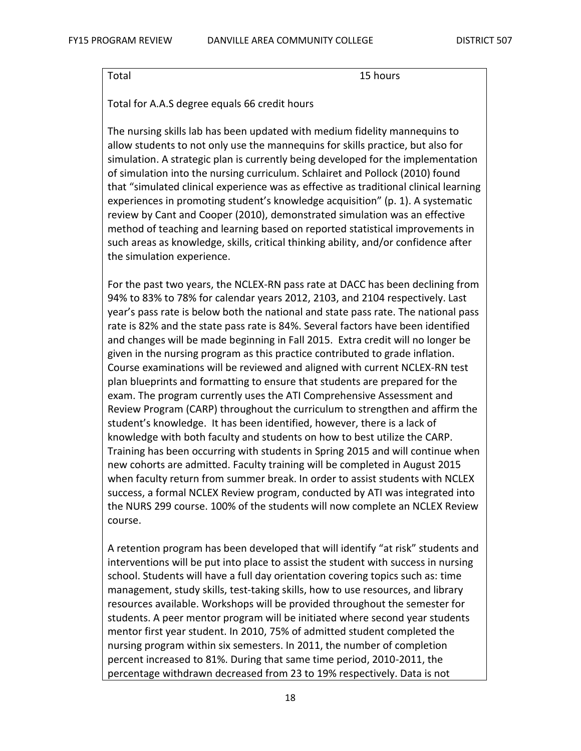| Total | 15 hours |
|---|---|

Total for A.A.S degree equals 66 credit hours

The nursing skills lab has been updated with medium fidelity mannequins to allow students to not only use the mannequins for skills practice, but also for simulation. A strategic plan is currently being developed for the implementation of simulation into the nursing curriculum. Schlairet and Pollock (2010) found that "simulated clinical experience was as effective as traditional clinical learning experiences in promoting student's knowledge acquisition" (p. 1). A systematic review by Cant and Cooper (2010), demonstrated simulation was an effective method of teaching and learning based on reported statistical improvements in such areas as knowledge, skills, critical thinking ability, and/or confidence after the simulation experience.

For the past two years, the NCLEX-RN pass rate at DACC has been declining from 94% to 83% to 78% for calendar years 2012, 2103, and 2104 respectively. Last year's pass rate is below both the national and state pass rate. The national pass rate is 82% and the state pass rate is 84%. Several factors have been identified and changes will be made beginning in Fall 2015. Extra credit will no longer be given in the nursing program as this practice contributed to grade inflation. Course examinations will be reviewed and aligned with current NCLEX-RN test plan blueprints and formatting to ensure that students are prepared for the exam. The program currently uses the ATI Comprehensive Assessment and Review Program (CARP) throughout the curriculum to strengthen and affirm the student's knowledge. It has been identified, however, there is a lack of knowledge with both faculty and students on how to best utilize the CARP. Training has been occurring with students in Spring 2015 and will continue when new cohorts are admitted. Faculty training will be completed in August 2015 when faculty return from summer break. In order to assist students with NCLEX success, a formal NCLEX Review program, conducted by ATI was integrated into the NURS 299 course. 100% of the students will now complete an NCLEX Review course.

A retention program has been developed that will identify "at risk" students and interventions will be put into place to assist the student with success in nursing school. Students will have a full day orientation covering topics such as: time management, study skills, test-taking skills, how to use resources, and library resources available. Workshops will be provided throughout the semester for students. A peer mentor program will be initiated where second year students mentor first year student. In 2010, 75% of admitted student completed the nursing program within six semesters. In 2011, the number of completion percent increased to 81%. During that same time period, 2010-2011, the percentage withdrawn decreased from 23 to 19% respectively. Data is not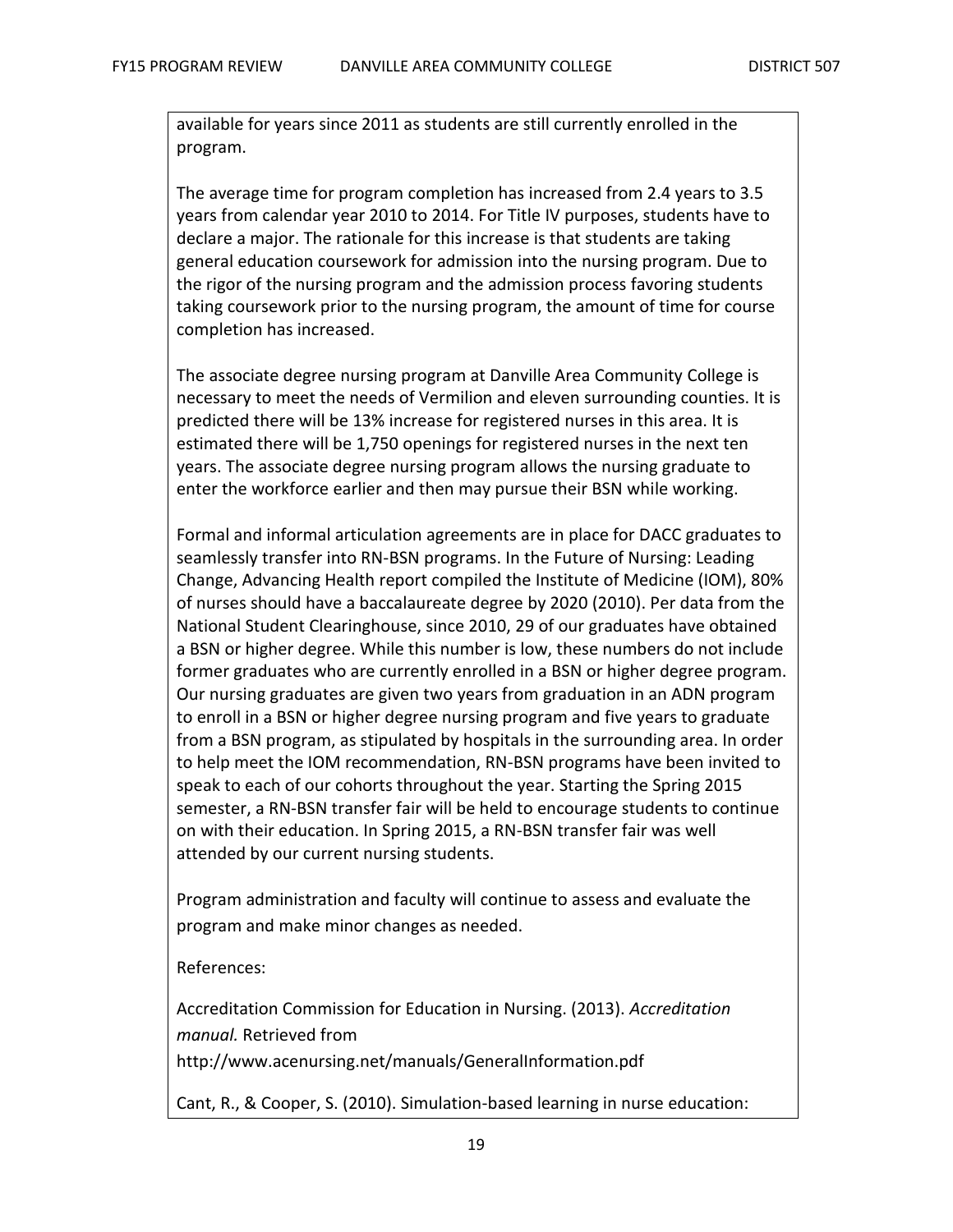available for years since 2011 as students are still currently enrolled in the program.

The average time for program completion has increased from 2.4 years to 3.5 years from calendar year 2010 to 2014. For Title IV purposes, students have to declare a major. The rationale for this increase is that students are taking general education coursework for admission into the nursing program. Due to the rigor of the nursing program and the admission process favoring students taking coursework prior to the nursing program, the amount of time for course completion has increased.

The associate degree nursing program at Danville Area Community College is necessary to meet the needs of Vermilion and eleven surrounding counties. It is predicted there will be 13% increase for registered nurses in this area. It is estimated there will be 1,750 openings for registered nurses in the next ten years. The associate degree nursing program allows the nursing graduate to enter the workforce earlier and then may pursue their BSN while working.

Formal and informal articulation agreements are in place for DACC graduates to seamlessly transfer into RN-BSN programs. In the Future of Nursing: Leading Change, Advancing Health report compiled the Institute of Medicine (IOM), 80% of nurses should have a baccalaureate degree by 2020 (2010). Per data from the National Student Clearinghouse, since 2010, 29 of our graduates have obtained a BSN or higher degree. While this number is low, these numbers do not include former graduates who are currently enrolled in a BSN or higher degree program. Our nursing graduates are given two years from graduation in an ADN program to enroll in a BSN or higher degree nursing program and five years to graduate from a BSN program, as stipulated by hospitals in the surrounding area. In order to help meet the IOM recommendation, RN-BSN programs have been invited to speak to each of our cohorts throughout the year. Starting the Spring 2015 semester, a RN-BSN transfer fair will be held to encourage students to continue on with their education. In Spring 2015, a RN-BSN transfer fair was well attended by our current nursing students.

Program administration and faculty will continue to assess and evaluate the program and make minor changes as needed.

References:

Accreditation Commission for Education in Nursing. (2013). *Accreditation manual.* Retrieved from http://www.acenursing.net/manuals/GeneralInformation.pdf

Cant, R., & Cooper, S. (2010). Simulation-based learning in nurse education: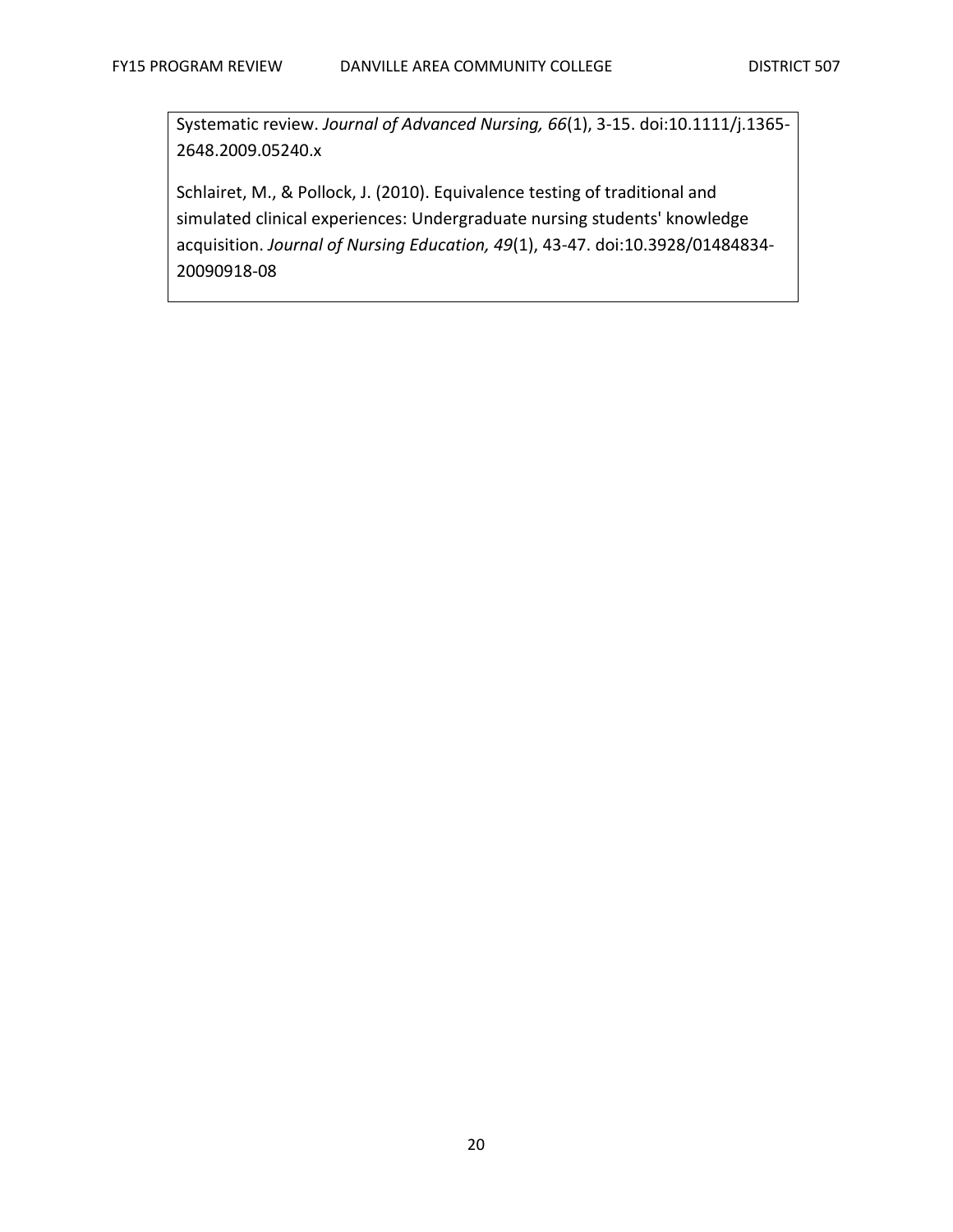Systematic review. *Journal of Advanced Nursing, 66*(1), 3-15. doi:10.1111/j.1365-2648.2009.05240.x

Schlairet, M., & Pollock, J. (2010). Equivalence testing of traditional and simulated clinical experiences: Undergraduate nursing students' knowledge acquisition. *Journal of Nursing Education, 49*(1), 43-47. doi:10.3928/01484834-20090918-08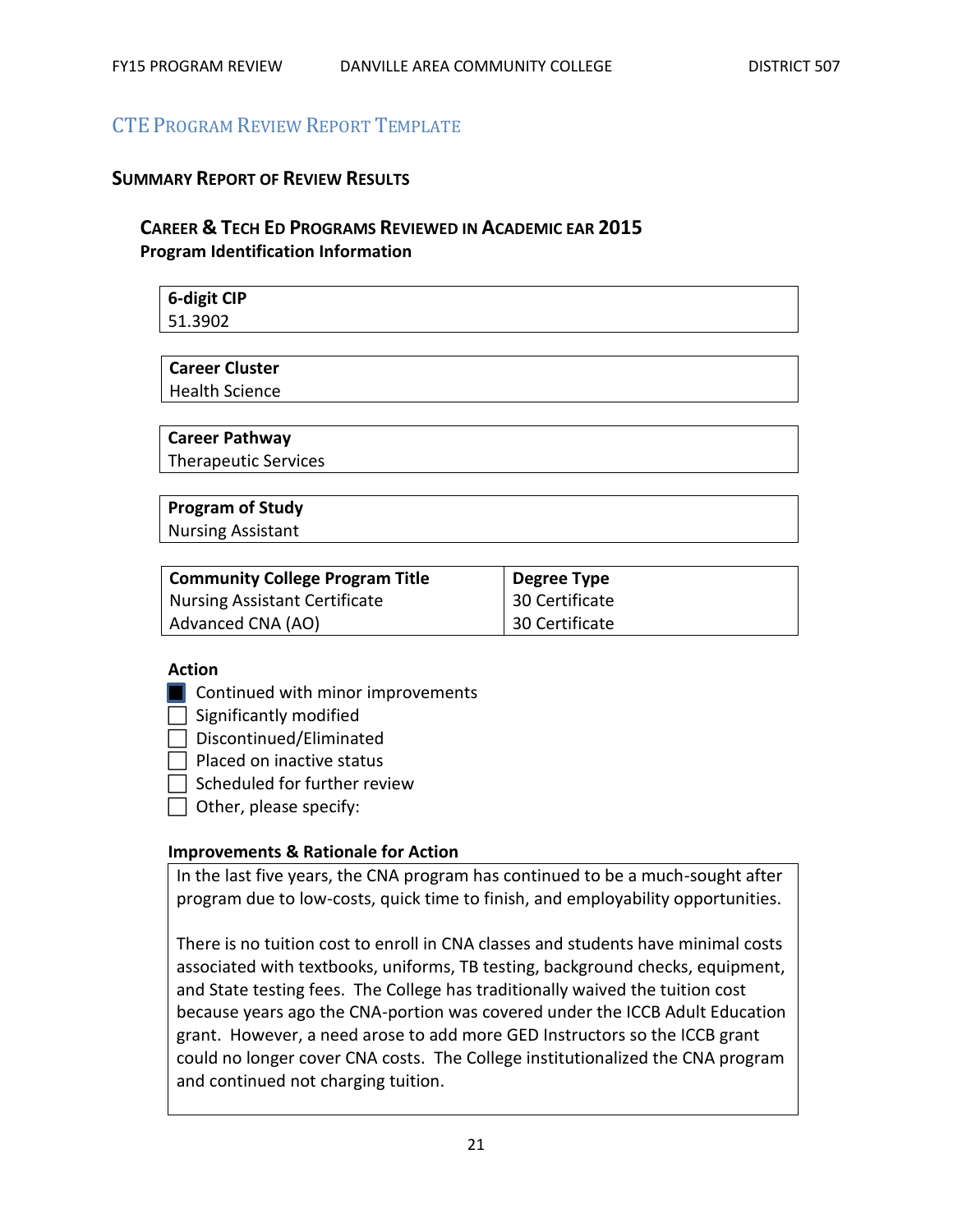## CTE Program Review Report Template

### Summary Report of Review Results

#### Career & Tech Ed Programs Reviewed in Academic ear 2015

**Program Identification Information**

| **6-digit CIP** |
| --- |
| 51.3902 |

| **Career Cluster** |
| --- |
| Health Science |

| **Career Pathway** |
| --- |
| Therapeutic Services |

| **Program of Study** |
| --- |
| Nursing Assistant |

| **Community College Program Title** | **Degree Type** |
| --- | --- |
| Nursing Assistant Certificate | 30 Certificate |
| Advanced CNA (AO) | 30 Certificate |

**Action**

- ☒ Continued with minor improvements
- ☐ Significantly modified
- ☐ Discontinued/Eliminated
- ☐ Placed on inactive status
- ☐ Scheduled for further review
- ☐ Other, please specify:

**Improvements & Rationale for Action**

In the last five years, the CNA program has continued to be a much-sought after program due to low-costs, quick time to finish, and employability opportunities.

There is no tuition cost to enroll in CNA classes and students have minimal costs associated with textbooks, uniforms, TB testing, background checks, equipment, and State testing fees. The College has traditionally waived the tuition cost because years ago the CNA-portion was covered under the ICCB Adult Education grant. However, a need arose to add more GED Instructors so the ICCB grant could no longer cover CNA costs. The College institutionalized the CNA program and continued not charging tuition.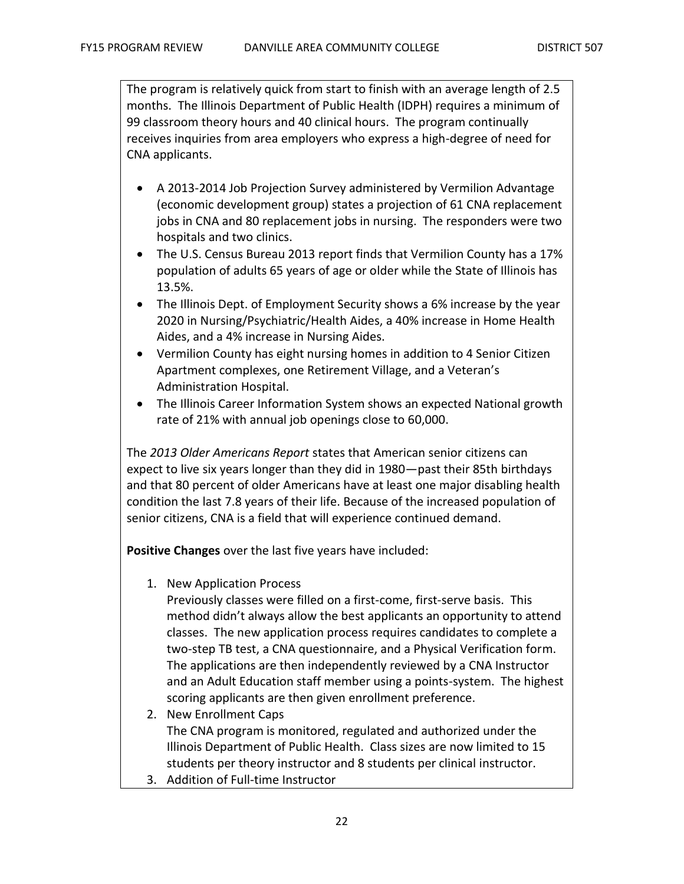The program is relatively quick from start to finish with an average length of 2.5 months. The Illinois Department of Public Health (IDPH) requires a minimum of 99 classroom theory hours and 40 clinical hours. The program continually receives inquiries from area employers who express a high-degree of need for CNA applicants.

- A 2013-2014 Job Projection Survey administered by Vermilion Advantage (economic development group) states a projection of 61 CNA replacement jobs in CNA and 80 replacement jobs in nursing. The responders were two hospitals and two clinics.
- The U.S. Census Bureau 2013 report finds that Vermilion County has a 17% population of adults 65 years of age or older while the State of Illinois has 13.5%.
- The Illinois Dept. of Employment Security shows a 6% increase by the year 2020 in Nursing/Psychiatric/Health Aides, a 40% increase in Home Health Aides, and a 4% increase in Nursing Aides.
- Vermilion County has eight nursing homes in addition to 4 Senior Citizen Apartment complexes, one Retirement Village, and a Veteran's Administration Hospital.
- The Illinois Career Information System shows an expected National growth rate of 21% with annual job openings close to 60,000.

The *2013 Older Americans Report* states that American senior citizens can expect to live six years longer than they did in 1980—past their 85th birthdays and that 80 percent of older Americans have at least one major disabling health condition the last 7.8 years of their life. Because of the increased population of senior citizens, CNA is a field that will experience continued demand.

**Positive Changes** over the last five years have included:

1. New Application Process
   Previously classes were filled on a first-come, first-serve basis. This method didn't always allow the best applicants an opportunity to attend classes. The new application process requires candidates to complete a two-step TB test, a CNA questionnaire, and a Physical Verification form. The applications are then independently reviewed by a CNA Instructor and an Adult Education staff member using a points-system. The highest scoring applicants are then given enrollment preference.
2. New Enrollment Caps
   The CNA program is monitored, regulated and authorized under the Illinois Department of Public Health. Class sizes are now limited to 15 students per theory instructor and 8 students per clinical instructor.
3. Addition of Full-time Instructor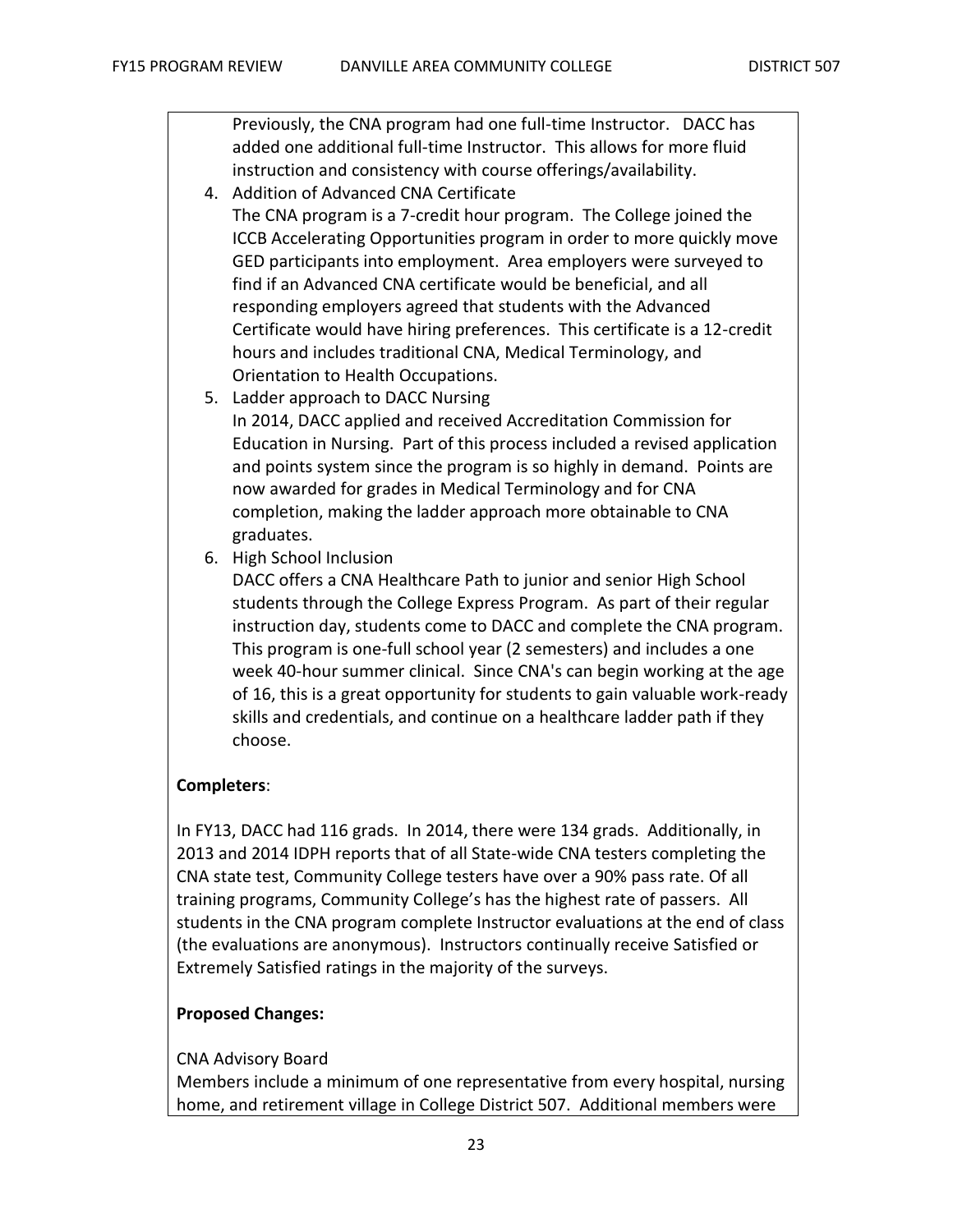Previously, the CNA program had one full-time Instructor. DACC has added one additional full-time Instructor. This allows for more fluid instruction and consistency with course offerings/availability.

4. Addition of Advanced CNA Certificate
   The CNA program is a 7-credit hour program. The College joined the ICCB Accelerating Opportunities program in order to more quickly move GED participants into employment. Area employers were surveyed to find if an Advanced CNA certificate would be beneficial, and all responding employers agreed that students with the Advanced Certificate would have hiring preferences. This certificate is a 12-credit hours and includes traditional CNA, Medical Terminology, and Orientation to Health Occupations.
5. Ladder approach to DACC Nursing
   In 2014, DACC applied and received Accreditation Commission for Education in Nursing. Part of this process included a revised application and points system since the program is so highly in demand. Points are now awarded for grades in Medical Terminology and for CNA completion, making the ladder approach more obtainable to CNA graduates.
6. High School Inclusion
   DACC offers a CNA Healthcare Path to junior and senior High School students through the College Express Program. As part of their regular instruction day, students come to DACC and complete the CNA program. This program is one-full school year (2 semesters) and includes a one week 40-hour summer clinical. Since CNA's can begin working at the age of 16, this is a great opportunity for students to gain valuable work-ready skills and credentials, and continue on a healthcare ladder path if they choose.

**Completers**:

In FY13, DACC had 116 grads. In 2014, there were 134 grads. Additionally, in 2013 and 2014 IDPH reports that of all State-wide CNA testers completing the CNA state test, Community College testers have over a 90% pass rate. Of all training programs, Community College's has the highest rate of passers. All students in the CNA program complete Instructor evaluations at the end of class (the evaluations are anonymous). Instructors continually receive Satisfied or Extremely Satisfied ratings in the majority of the surveys.

**Proposed Changes:**

CNA Advisory Board
Members include a minimum of one representative from every hospital, nursing home, and retirement village in College District 507. Additional members were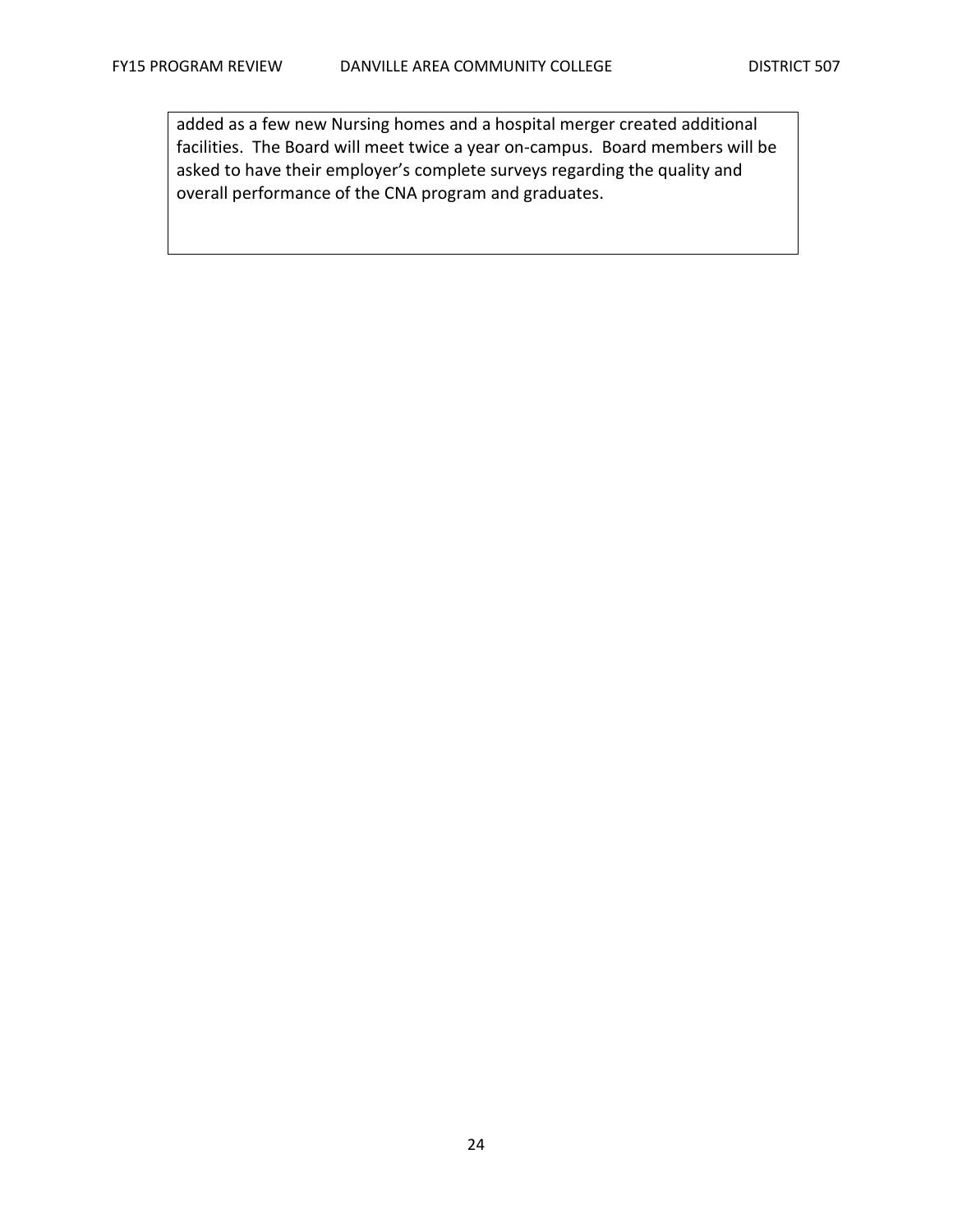added as a few new Nursing homes and a hospital merger created additional facilities. The Board will meet twice a year on-campus. Board members will be asked to have their employer's complete surveys regarding the quality and overall performance of the CNA program and graduates.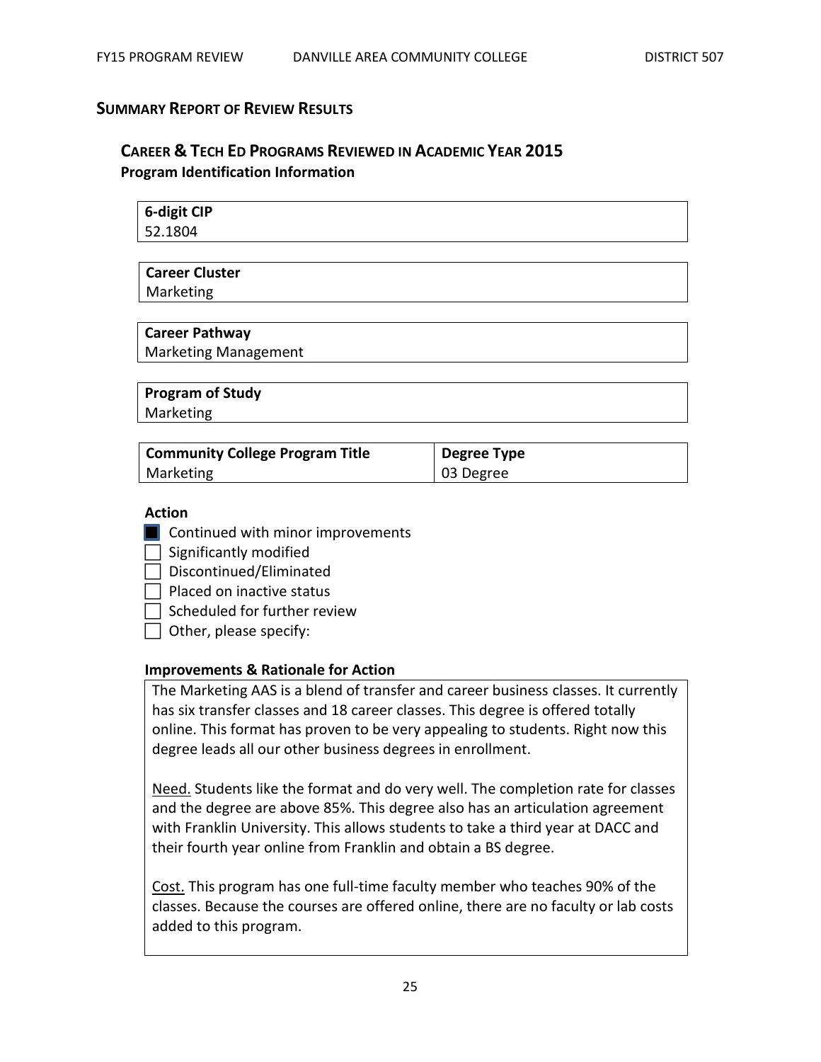## Summary Report of Review Results

### Career & Tech Ed Programs Reviewed in Academic Year 2015

**Program Identification Information**

| 6-digit CIP |
|---|
| 52.1804 |

| Career Cluster |
|---|
| Marketing |

| Career Pathway |
|---|
| Marketing Management |

| Program of Study |
|---|
| Marketing |

| Community College Program Title | Degree Type |
|---|---|
| Marketing | 03 Degree |

**Action**

- [x] Continued with minor improvements
- [ ] Significantly modified
- [ ] Discontinued/Eliminated
- [ ] Placed on inactive status
- [ ] Scheduled for further review
- [ ] Other, please specify:

**Improvements & Rationale for Action**

The Marketing AAS is a blend of transfer and career business classes. It currently has six transfer classes and 18 career classes. This degree is offered totally online. This format has proven to be very appealing to students. Right now this degree leads all our other business degrees in enrollment.

Need. Students like the format and do very well. The completion rate for classes and the degree are above 85%. This degree also has an articulation agreement with Franklin University. This allows students to take a third year at DACC and their fourth year online from Franklin and obtain a BS degree.

Cost. This program has one full-time faculty member who teaches 90% of the classes. Because the courses are offered online, there are no faculty or lab costs added to this program.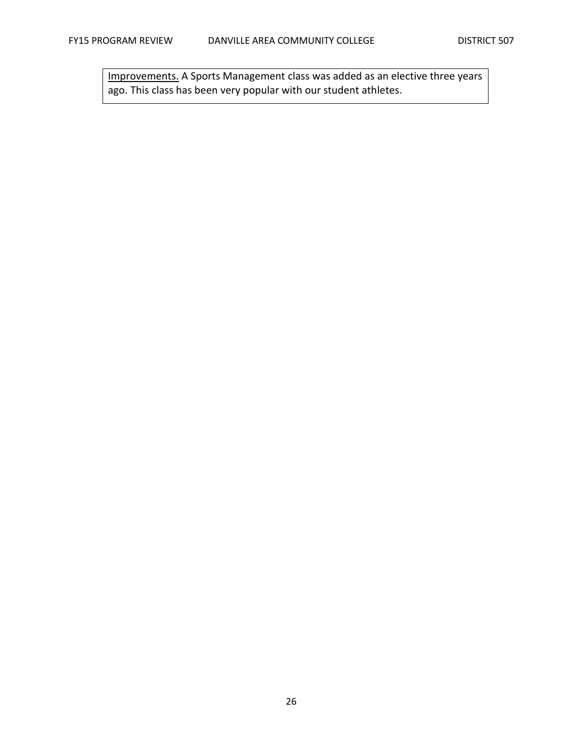<u>Improvements.</u> A Sports Management class was added as an elective three years ago. This class has been very popular with our student athletes.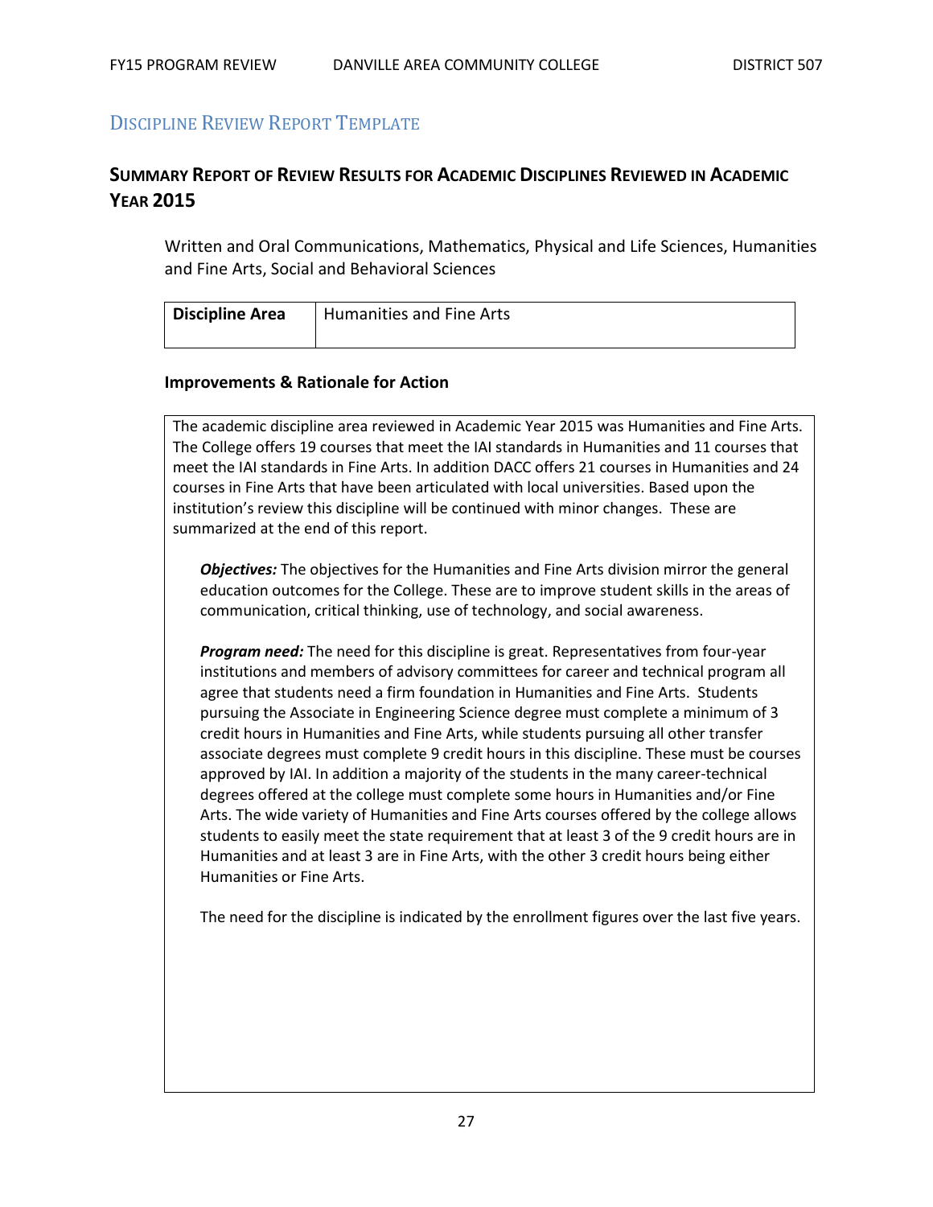## Discipline Review Report Template

### Summary Report of Review Results for Academic Disciplines Reviewed in Academic Year 2015

Written and Oral Communications, Mathematics, Physical and Life Sciences, Humanities and Fine Arts, Social and Behavioral Sciences

| **Discipline Area** | Humanities and Fine Arts |
|---|---|

#### Improvements & Rationale for Action

The academic discipline area reviewed in Academic Year 2015 was Humanities and Fine Arts. The College offers 19 courses that meet the IAI standards in Humanities and 11 courses that meet the IAI standards in Fine Arts. In addition DACC offers 21 courses in Humanities and 24 courses in Fine Arts that have been articulated with local universities. Based upon the institution's review this discipline will be continued with minor changes. These are summarized at the end of this report.

***Objectives:*** The objectives for the Humanities and Fine Arts division mirror the general education outcomes for the College. These are to improve student skills in the areas of communication, critical thinking, use of technology, and social awareness.

***Program need:*** The need for this discipline is great. Representatives from four-year institutions and members of advisory committees for career and technical program all agree that students need a firm foundation in Humanities and Fine Arts. Students pursuing the Associate in Engineering Science degree must complete a minimum of 3 credit hours in Humanities and Fine Arts, while students pursuing all other transfer associate degrees must complete 9 credit hours in this discipline. These must be courses approved by IAI. In addition a majority of the students in the many career-technical degrees offered at the college must complete some hours in Humanities and/or Fine Arts. The wide variety of Humanities and Fine Arts courses offered by the college allows students to easily meet the state requirement that at least 3 of the 9 credit hours are in Humanities and at least 3 are in Fine Arts, with the other 3 credit hours being either Humanities or Fine Arts.

The need for the discipline is indicated by the enrollment figures over the last five years.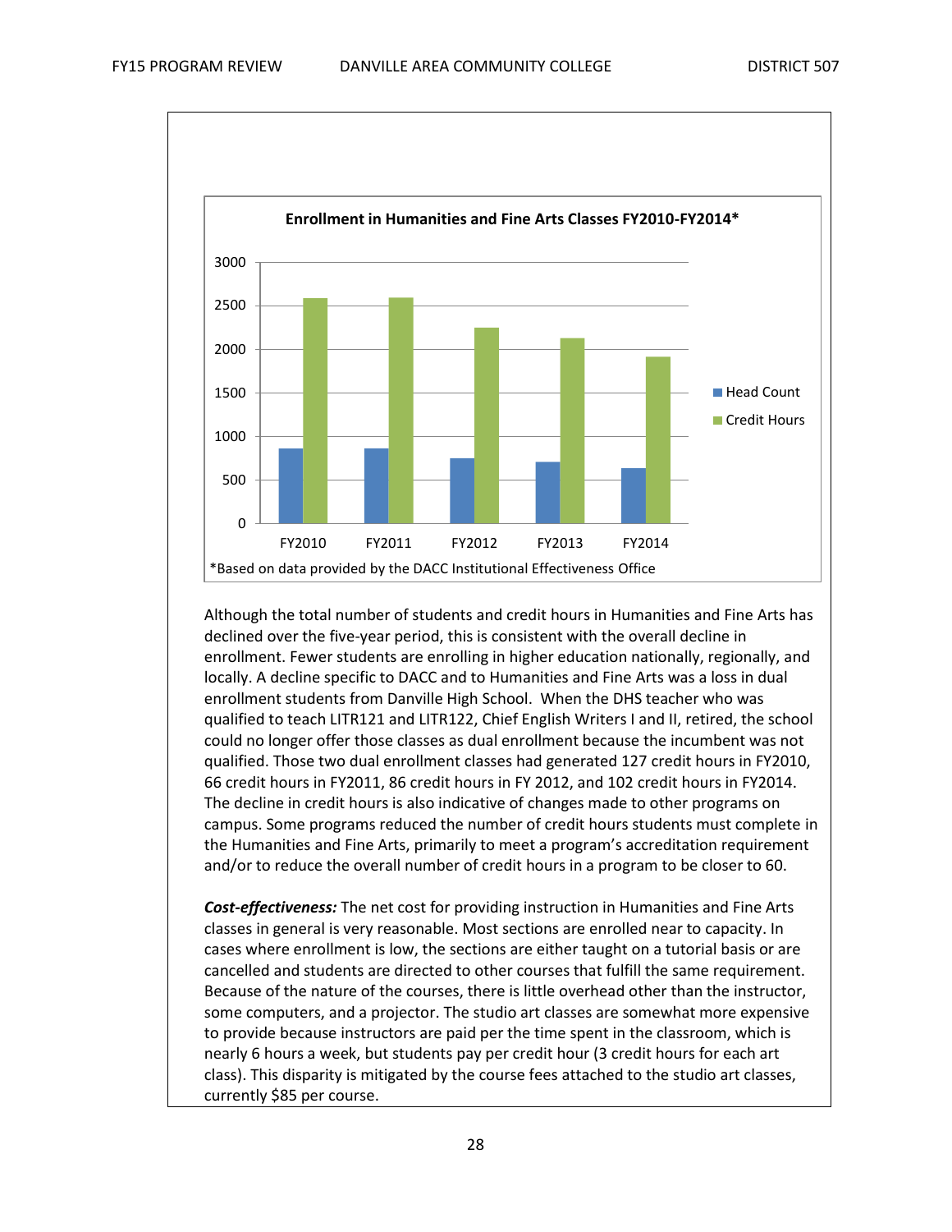**Enrollment in Humanities and Fine Arts Classes FY2010-FY2014***

*Based on data provided by the DACC Institutional Effectiveness Office

Although the total number of students and credit hours in Humanities and Fine Arts has declined over the five-year period, this is consistent with the overall decline in enrollment. Fewer students are enrolling in higher education nationally, regionally, and locally. A decline specific to DACC and to Humanities and Fine Arts was a loss in dual enrollment students from Danville High School. When the DHS teacher who was qualified to teach LITR121 and LITR122, Chief English Writers I and II, retired, the school could no longer offer those classes as dual enrollment because the incumbent was not qualified. Those two dual enrollment classes had generated 127 credit hours in FY2010, 66 credit hours in FY2011, 86 credit hours in FY 2012, and 102 credit hours in FY2014. The decline in credit hours is also indicative of changes made to other programs on campus. Some programs reduced the number of credit hours students must complete in the Humanities and Fine Arts, primarily to meet a program's accreditation requirement and/or to reduce the overall number of credit hours in a program to be closer to 60.

***Cost-effectiveness:*** The net cost for providing instruction in Humanities and Fine Arts classes in general is very reasonable. Most sections are enrolled near to capacity. In cases where enrollment is low, the sections are either taught on a tutorial basis or are cancelled and students are directed to other courses that fulfill the same requirement. Because of the nature of the courses, there is little overhead other than the instructor, some computers, and a projector. The studio art classes are somewhat more expensive to provide because instructors are paid per the time spent in the classroom, which is nearly 6 hours a week, but students pay per credit hour (3 credit hours for each art class). This disparity is mitigated by the course fees attached to the studio art classes, currently $85 per course.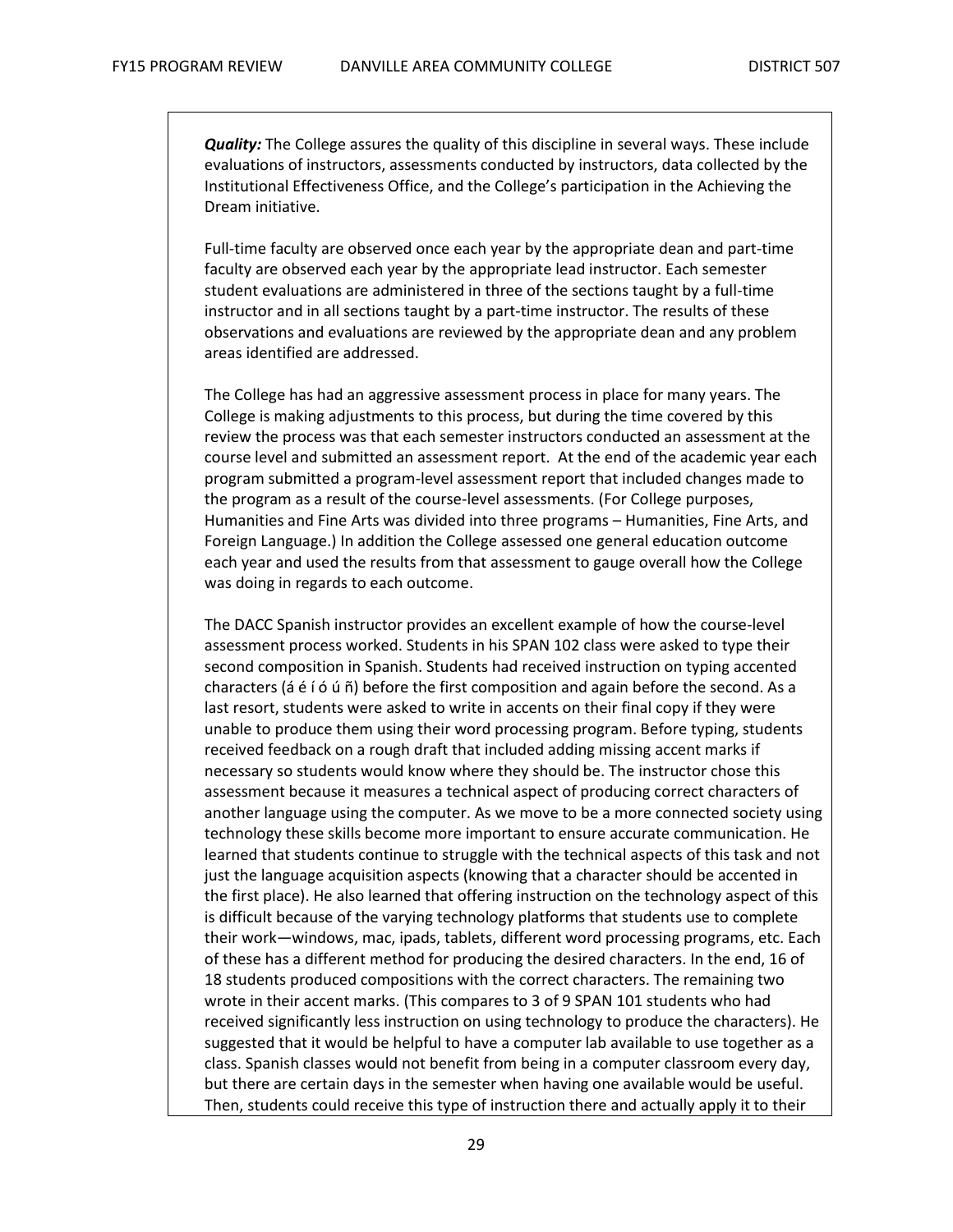***Quality:*** The College assures the quality of this discipline in several ways. These include evaluations of instructors, assessments conducted by instructors, data collected by the Institutional Effectiveness Office, and the College's participation in the Achieving the Dream initiative.

Full-time faculty are observed once each year by the appropriate dean and part-time faculty are observed each year by the appropriate lead instructor. Each semester student evaluations are administered in three of the sections taught by a full-time instructor and in all sections taught by a part-time instructor. The results of these observations and evaluations are reviewed by the appropriate dean and any problem areas identified are addressed.

The College has had an aggressive assessment process in place for many years. The College is making adjustments to this process, but during the time covered by this review the process was that each semester instructors conducted an assessment at the course level and submitted an assessment report. At the end of the academic year each program submitted a program-level assessment report that included changes made to the program as a result of the course-level assessments. (For College purposes, Humanities and Fine Arts was divided into three programs – Humanities, Fine Arts, and Foreign Language.) In addition the College assessed one general education outcome each year and used the results from that assessment to gauge overall how the College was doing in regards to each outcome.

The DACC Spanish instructor provides an excellent example of how the course-level assessment process worked. Students in his SPAN 102 class were asked to type their second composition in Spanish. Students had received instruction on typing accented characters (á é í ó ú ñ) before the first composition and again before the second. As a last resort, students were asked to write in accents on their final copy if they were unable to produce them using their word processing program. Before typing, students received feedback on a rough draft that included adding missing accent marks if necessary so students would know where they should be. The instructor chose this assessment because it measures a technical aspect of producing correct characters of another language using the computer. As we move to be a more connected society using technology these skills become more important to ensure accurate communication. He learned that students continue to struggle with the technical aspects of this task and not just the language acquisition aspects (knowing that a character should be accented in the first place). He also learned that offering instruction on the technology aspect of this is difficult because of the varying technology platforms that students use to complete their work—windows, mac, ipads, tablets, different word processing programs, etc. Each of these has a different method for producing the desired characters. In the end, 16 of 18 students produced compositions with the correct characters. The remaining two wrote in their accent marks. (This compares to 3 of 9 SPAN 101 students who had received significantly less instruction on using technology to produce the characters). He suggested that it would be helpful to have a computer lab available to use together as a class. Spanish classes would not benefit from being in a computer classroom every day, but there are certain days in the semester when having one available would be useful. Then, students could receive this type of instruction there and actually apply it to their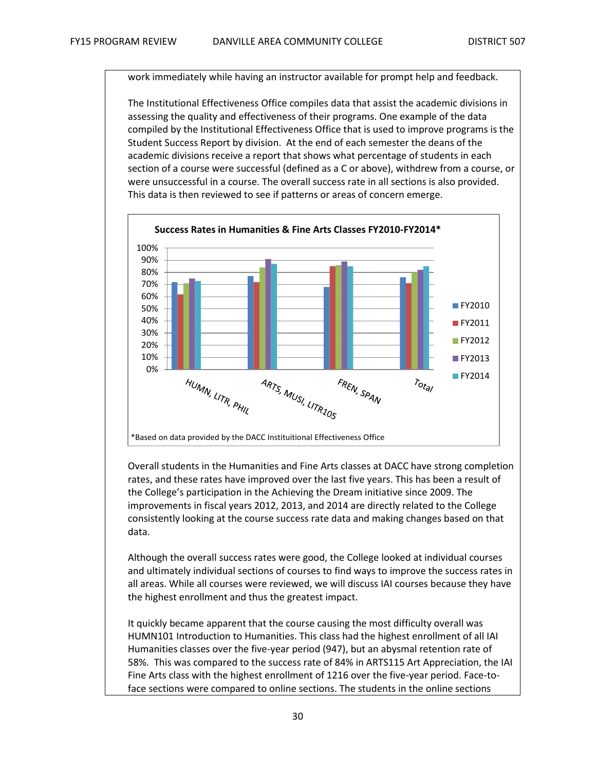work immediately while having an instructor available for prompt help and feedback.

The Institutional Effectiveness Office compiles data that assist the academic divisions in assessing the quality and effectiveness of their programs. One example of the data compiled by the Institutional Effectiveness Office that is used to improve programs is the Student Success Report by division. At the end of each semester the deans of the academic divisions receive a report that shows what percentage of students in each section of a course were successful (defined as a C or above), withdrew from a course, or were unsuccessful in a course. The overall success rate in all sections is also provided. This data is then reviewed to see if patterns or areas of concern emerge.

**Success Rates in Humanities & Fine Arts Classes FY2010-FY2014***

| | FY2010 | FY2011 | FY2012 | FY2013 | FY2014 |
|---|---|---|---|---|---|
| HUMN, LITR, PHIL | 72% | 62% | 71% | 75% | 73% |
| ARTS, MUSI, LITR105 | 77% | 72% | 84% | 91% | 87% |
| FREN, SPAN | 68% | 85% | 86% | 89% | 85% |
| Total | 76% | 71% | 80% | 82% | 85% |

*Based on data provided by the DACC Instituitional Effectiveness Office

Overall students in the Humanities and Fine Arts classes at DACC have strong completion rates, and these rates have improved over the last five years. This has been a result of the College's participation in the Achieving the Dream initiative since 2009. The improvements in fiscal years 2012, 2013, and 2014 are directly related to the College consistently looking at the course success rate data and making changes based on that data.

Although the overall success rates were good, the College looked at individual courses and ultimately individual sections of courses to find ways to improve the success rates in all areas. While all courses were reviewed, we will discuss IAI courses because they have the highest enrollment and thus the greatest impact.

It quickly became apparent that the course causing the most difficulty overall was HUMN101 Introduction to Humanities. This class had the highest enrollment of all IAI Humanities classes over the five-year period (947), but an abysmal retention rate of 58%. This was compared to the success rate of 84% in ARTS115 Art Appreciation, the IAI Fine Arts class with the highest enrollment of 1216 over the five-year period. Face-to-face sections were compared to online sections. The students in the online sections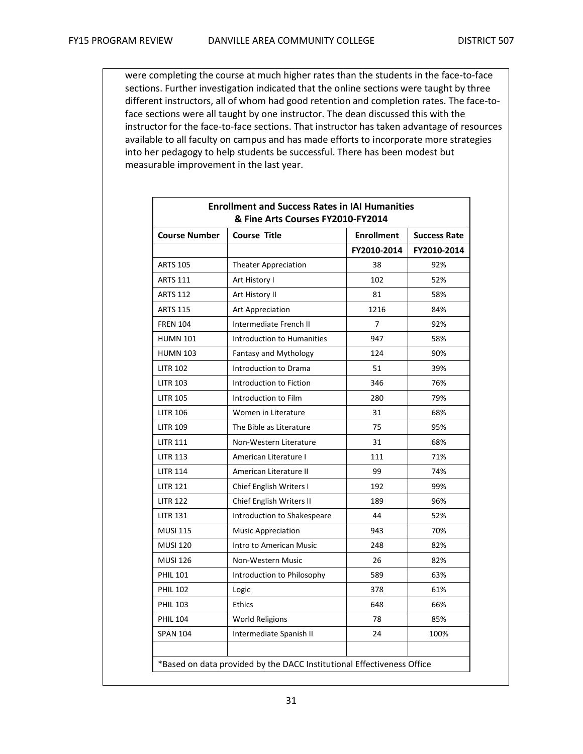were completing the course at much higher rates than the students in the face-to-face sections. Further investigation indicated that the online sections were taught by three different instructors, all of whom had good retention and completion rates. The face-to-face sections were all taught by one instructor. The dean discussed this with the instructor for the face-to-face sections. That instructor has taken advantage of resources available to all faculty on campus and has made efforts to incorporate more strategies into her pedagogy to help students be successful. There has been modest but measurable improvement in the last year.

| Enrollment and Success Rates in IAI Humanities & Fine Arts Courses FY2010-FY2014 | | | |
|---|---|---|---|
| **Course Number** | **Course Title** | **Enrollment** | **Success Rate** |
| | | **FY2010-2014** | **FY2010-2014** |
| ARTS 105 | Theater Appreciation | 38 | 92% |
| ARTS 111 | Art History I | 102 | 52% |
| ARTS 112 | Art History II | 81 | 58% |
| ARTS 115 | Art Appreciation | 1216 | 84% |
| FREN 104 | Intermediate French II | 7 | 92% |
| HUMN 101 | Introduction to Humanities | 947 | 58% |
| HUMN 103 | Fantasy and Mythology | 124 | 90% |
| LITR 102 | Introduction to Drama | 51 | 39% |
| LITR 103 | Introduction to Fiction | 346 | 76% |
| LITR 105 | Introduction to Film | 280 | 79% |
| LITR 106 | Women in Literature | 31 | 68% |
| LITR 109 | The Bible as Literature | 75 | 95% |
| LITR 111 | Non-Western Literature | 31 | 68% |
| LITR 113 | American Literature I | 111 | 71% |
| LITR 114 | American Literature II | 99 | 74% |
| LITR 121 | Chief English Writers I | 192 | 99% |
| LITR 122 | Chief English Writers II | 189 | 96% |
| LITR 131 | Introduction to Shakespeare | 44 | 52% |
| MUSI 115 | Music Appreciation | 943 | 70% |
| MUSI 120 | Intro to American Music | 248 | 82% |
| MUSI 126 | Non-Western Music | 26 | 82% |
| PHIL 101 | Introduction to Philosophy | 589 | 63% |
| PHIL 102 | Logic | 378 | 61% |
| PHIL 103 | Ethics | 648 | 66% |
| PHIL 104 | World Religions | 78 | 85% |
| SPAN 104 | Intermediate Spanish II | 24 | 100% |
| | | | |

*Based on data provided by the DACC Institutional Effectiveness Office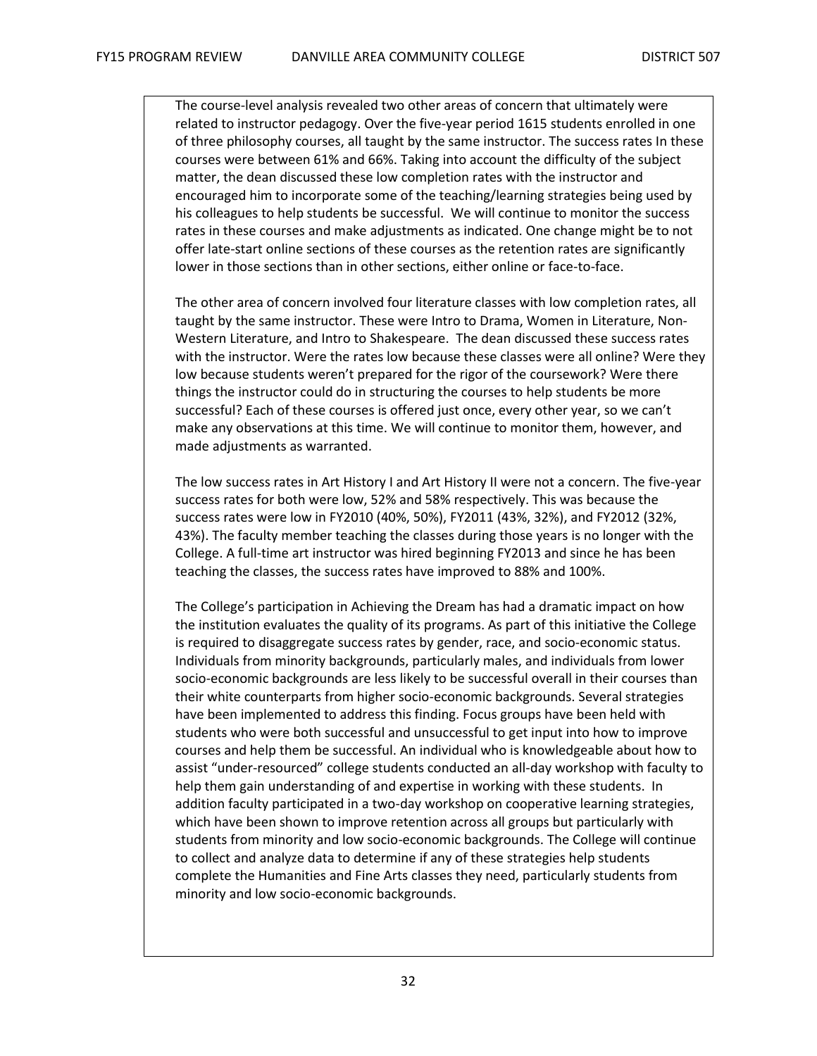The course-level analysis revealed two other areas of concern that ultimately were related to instructor pedagogy. Over the five-year period 1615 students enrolled in one of three philosophy courses, all taught by the same instructor. The success rates In these courses were between 61% and 66%. Taking into account the difficulty of the subject matter, the dean discussed these low completion rates with the instructor and encouraged him to incorporate some of the teaching/learning strategies being used by his colleagues to help students be successful. We will continue to monitor the success rates in these courses and make adjustments as indicated. One change might be to not offer late-start online sections of these courses as the retention rates are significantly lower in those sections than in other sections, either online or face-to-face.

The other area of concern involved four literature classes with low completion rates, all taught by the same instructor. These were Intro to Drama, Women in Literature, Non-Western Literature, and Intro to Shakespeare. The dean discussed these success rates with the instructor. Were the rates low because these classes were all online? Were they low because students weren't prepared for the rigor of the coursework? Were there things the instructor could do in structuring the courses to help students be more successful? Each of these courses is offered just once, every other year, so we can't make any observations at this time. We will continue to monitor them, however, and made adjustments as warranted.

The low success rates in Art History I and Art History II were not a concern. The five-year success rates for both were low, 52% and 58% respectively. This was because the success rates were low in FY2010 (40%, 50%), FY2011 (43%, 32%), and FY2012 (32%, 43%). The faculty member teaching the classes during those years is no longer with the College. A full-time art instructor was hired beginning FY2013 and since he has been teaching the classes, the success rates have improved to 88% and 100%.

The College's participation in Achieving the Dream has had a dramatic impact on how the institution evaluates the quality of its programs. As part of this initiative the College is required to disaggregate success rates by gender, race, and socio-economic status. Individuals from minority backgrounds, particularly males, and individuals from lower socio-economic backgrounds are less likely to be successful overall in their courses than their white counterparts from higher socio-economic backgrounds. Several strategies have been implemented to address this finding. Focus groups have been held with students who were both successful and unsuccessful to get input into how to improve courses and help them be successful. An individual who is knowledgeable about how to assist "under-resourced" college students conducted an all-day workshop with faculty to help them gain understanding of and expertise in working with these students. In addition faculty participated in a two-day workshop on cooperative learning strategies, which have been shown to improve retention across all groups but particularly with students from minority and low socio-economic backgrounds. The College will continue to collect and analyze data to determine if any of these strategies help students complete the Humanities and Fine Arts classes they need, particularly students from minority and low socio-economic backgrounds.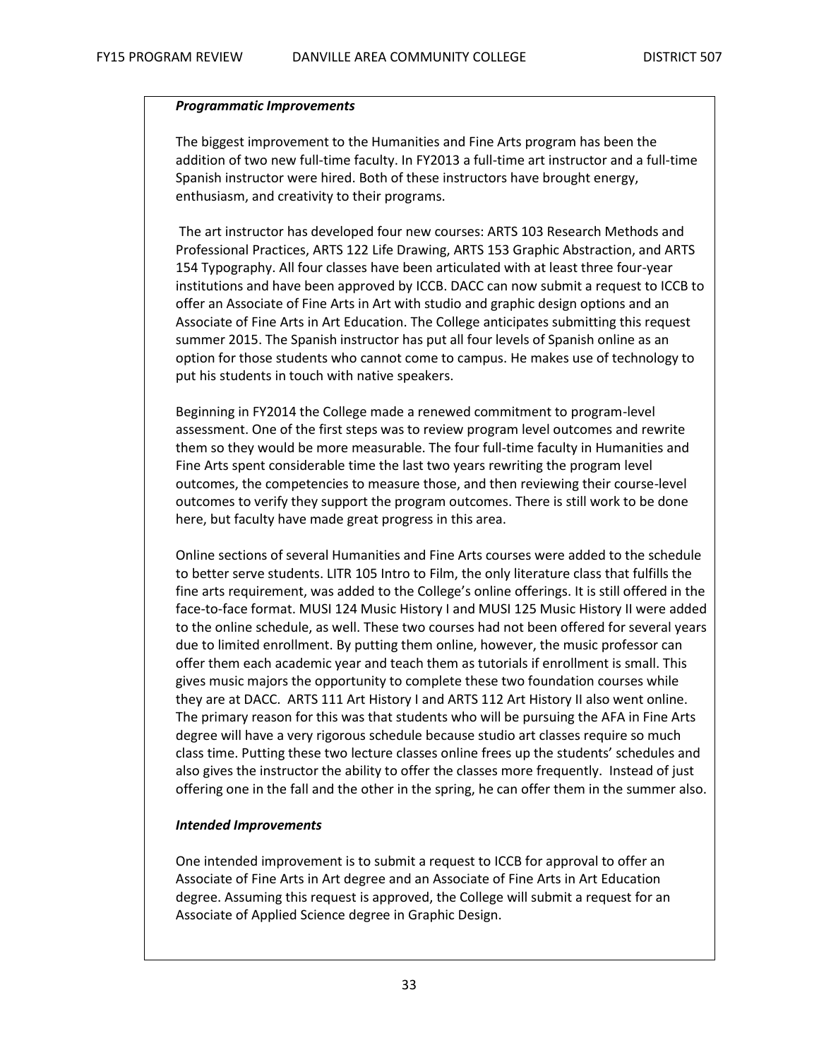***Programmatic Improvements***

The biggest improvement to the Humanities and Fine Arts program has been the addition of two new full-time faculty. In FY2013 a full-time art instructor and a full-time Spanish instructor were hired. Both of these instructors have brought energy, enthusiasm, and creativity to their programs.

The art instructor has developed four new courses: ARTS 103 Research Methods and Professional Practices, ARTS 122 Life Drawing, ARTS 153 Graphic Abstraction, and ARTS 154 Typography. All four classes have been articulated with at least three four-year institutions and have been approved by ICCB. DACC can now submit a request to ICCB to offer an Associate of Fine Arts in Art with studio and graphic design options and an Associate of Fine Arts in Art Education. The College anticipates submitting this request summer 2015. The Spanish instructor has put all four levels of Spanish online as an option for those students who cannot come to campus. He makes use of technology to put his students in touch with native speakers.

Beginning in FY2014 the College made a renewed commitment to program-level assessment. One of the first steps was to review program level outcomes and rewrite them so they would be more measurable. The four full-time faculty in Humanities and Fine Arts spent considerable time the last two years rewriting the program level outcomes, the competencies to measure those, and then reviewing their course-level outcomes to verify they support the program outcomes. There is still work to be done here, but faculty have made great progress in this area.

Online sections of several Humanities and Fine Arts courses were added to the schedule to better serve students. LITR 105 Intro to Film, the only literature class that fulfills the fine arts requirement, was added to the College's online offerings. It is still offered in the face-to-face format. MUSI 124 Music History I and MUSI 125 Music History II were added to the online schedule, as well. These two courses had not been offered for several years due to limited enrollment. By putting them online, however, the music professor can offer them each academic year and teach them as tutorials if enrollment is small. This gives music majors the opportunity to complete these two foundation courses while they are at DACC. ARTS 111 Art History I and ARTS 112 Art History II also went online. The primary reason for this was that students who will be pursuing the AFA in Fine Arts degree will have a very rigorous schedule because studio art classes require so much class time. Putting these two lecture classes online frees up the students' schedules and also gives the instructor the ability to offer the classes more frequently. Instead of just offering one in the fall and the other in the spring, he can offer them in the summer also.

***Intended Improvements***

One intended improvement is to submit a request to ICCB for approval to offer an Associate of Fine Arts in Art degree and an Associate of Fine Arts in Art Education degree. Assuming this request is approved, the College will submit a request for an Associate of Applied Science degree in Graphic Design.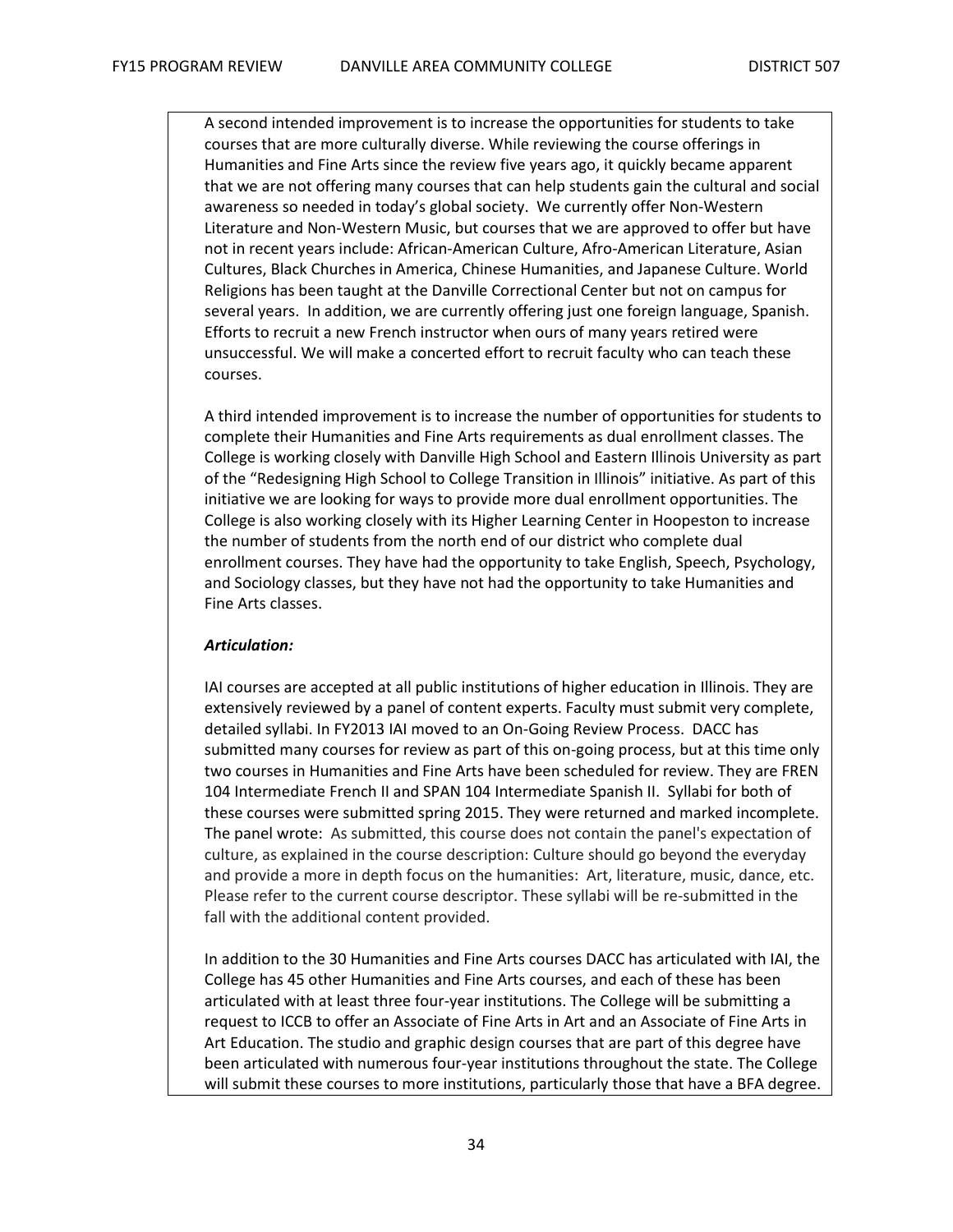A second intended improvement is to increase the opportunities for students to take courses that are more culturally diverse. While reviewing the course offerings in Humanities and Fine Arts since the review five years ago, it quickly became apparent that we are not offering many courses that can help students gain the cultural and social awareness so needed in today's global society. We currently offer Non-Western Literature and Non-Western Music, but courses that we are approved to offer but have not in recent years include: African-American Culture, Afro-American Literature, Asian Cultures, Black Churches in America, Chinese Humanities, and Japanese Culture. World Religions has been taught at the Danville Correctional Center but not on campus for several years. In addition, we are currently offering just one foreign language, Spanish. Efforts to recruit a new French instructor when ours of many years retired were unsuccessful. We will make a concerted effort to recruit faculty who can teach these courses.

A third intended improvement is to increase the number of opportunities for students to complete their Humanities and Fine Arts requirements as dual enrollment classes. The College is working closely with Danville High School and Eastern Illinois University as part of the "Redesigning High School to College Transition in Illinois" initiative. As part of this initiative we are looking for ways to provide more dual enrollment opportunities. The College is also working closely with its Higher Learning Center in Hoopeston to increase the number of students from the north end of our district who complete dual enrollment courses. They have had the opportunity to take English, Speech, Psychology, and Sociology classes, but they have not had the opportunity to take Humanities and Fine Arts classes.

***Articulation:***

IAI courses are accepted at all public institutions of higher education in Illinois. They are extensively reviewed by a panel of content experts. Faculty must submit very complete, detailed syllabi. In FY2013 IAI moved to an On-Going Review Process. DACC has submitted many courses for review as part of this on-going process, but at this time only two courses in Humanities and Fine Arts have been scheduled for review. They are FREN 104 Intermediate French II and SPAN 104 Intermediate Spanish II. Syllabi for both of these courses were submitted spring 2015. They were returned and marked incomplete. The panel wrote: As submitted, this course does not contain the panel's expectation of culture, as explained in the course description: Culture should go beyond the everyday and provide a more in depth focus on the humanities: Art, literature, music, dance, etc. Please refer to the current course descriptor. These syllabi will be re-submitted in the fall with the additional content provided.

In addition to the 30 Humanities and Fine Arts courses DACC has articulated with IAI, the College has 45 other Humanities and Fine Arts courses, and each of these has been articulated with at least three four-year institutions. The College will be submitting a request to ICCB to offer an Associate of Fine Arts in Art and an Associate of Fine Arts in Art Education. The studio and graphic design courses that are part of this degree have been articulated with numerous four-year institutions throughout the state. The College will submit these courses to more institutions, particularly those that have a BFA degree.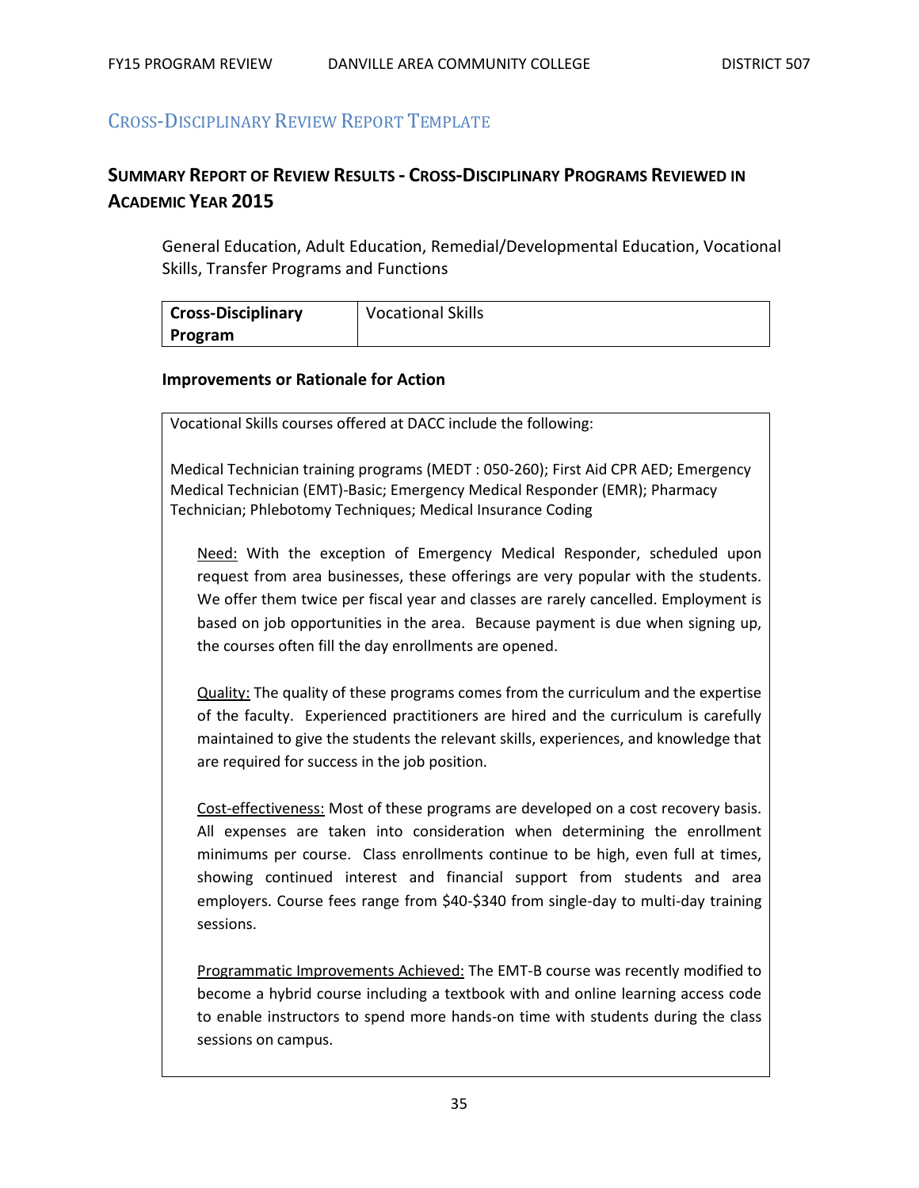## Cross-Disciplinary Review Report Template

### Summary Report of Review Results - Cross-Disciplinary Programs Reviewed in Academic Year 2015

General Education, Adult Education, Remedial/Developmental Education, Vocational Skills, Transfer Programs and Functions

| **Cross-Disciplinary Program** | Vocational Skills |
|---|---|

**Improvements or Rationale for Action**

Vocational Skills courses offered at DACC include the following:

Medical Technician training programs (MEDT : 050-260); First Aid CPR AED; Emergency Medical Technician (EMT)-Basic; Emergency Medical Responder (EMR); Pharmacy Technician; Phlebotomy Techniques; Medical Insurance Coding

<u>Need:</u> With the exception of Emergency Medical Responder, scheduled upon request from area businesses, these offerings are very popular with the students. We offer them twice per fiscal year and classes are rarely cancelled. Employment is based on job opportunities in the area. Because payment is due when signing up, the courses often fill the day enrollments are opened.

<u>Quality:</u> The quality of these programs comes from the curriculum and the expertise of the faculty. Experienced practitioners are hired and the curriculum is carefully maintained to give the students the relevant skills, experiences, and knowledge that are required for success in the job position.

<u>Cost-effectiveness:</u> Most of these programs are developed on a cost recovery basis. All expenses are taken into consideration when determining the enrollment minimums per course. Class enrollments continue to be high, even full at times, showing continued interest and financial support from students and area employers. Course fees range from $40-$340 from single-day to multi-day training sessions.

<u>Programmatic Improvements Achieved:</u> The EMT-B course was recently modified to become a hybrid course including a textbook with and online learning access code to enable instructors to spend more hands-on time with students during the class sessions on campus.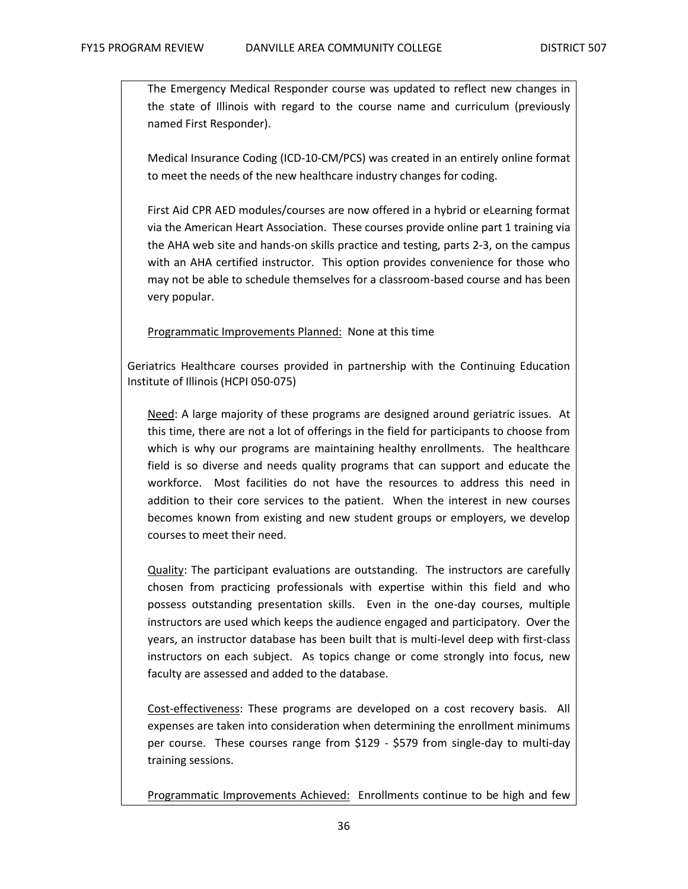The Emergency Medical Responder course was updated to reflect new changes in the state of Illinois with regard to the course name and curriculum (previously named First Responder).

Medical Insurance Coding (ICD-10-CM/PCS) was created in an entirely online format to meet the needs of the new healthcare industry changes for coding.

First Aid CPR AED modules/courses are now offered in a hybrid or eLearning format via the American Heart Association. These courses provide online part 1 training via the AHA web site and hands-on skills practice and testing, parts 2-3, on the campus with an AHA certified instructor. This option provides convenience for those who may not be able to schedule themselves for a classroom-based course and has been very popular.

Programmatic Improvements Planned: None at this time

Geriatrics Healthcare courses provided in partnership with the Continuing Education Institute of Illinois (HCPI 050-075)

Need: A large majority of these programs are designed around geriatric issues. At this time, there are not a lot of offerings in the field for participants to choose from which is why our programs are maintaining healthy enrollments. The healthcare field is so diverse and needs quality programs that can support and educate the workforce. Most facilities do not have the resources to address this need in addition to their core services to the patient. When the interest in new courses becomes known from existing and new student groups or employers, we develop courses to meet their need.

Quality: The participant evaluations are outstanding. The instructors are carefully chosen from practicing professionals with expertise within this field and who possess outstanding presentation skills. Even in the one-day courses, multiple instructors are used which keeps the audience engaged and participatory. Over the years, an instructor database has been built that is multi-level deep with first-class instructors on each subject. As topics change or come strongly into focus, new faculty are assessed and added to the database.

Cost-effectiveness: These programs are developed on a cost recovery basis. All expenses are taken into consideration when determining the enrollment minimums per course. These courses range from $129 - $579 from single-day to multi-day training sessions.

Programmatic Improvements Achieved: Enrollments continue to be high and few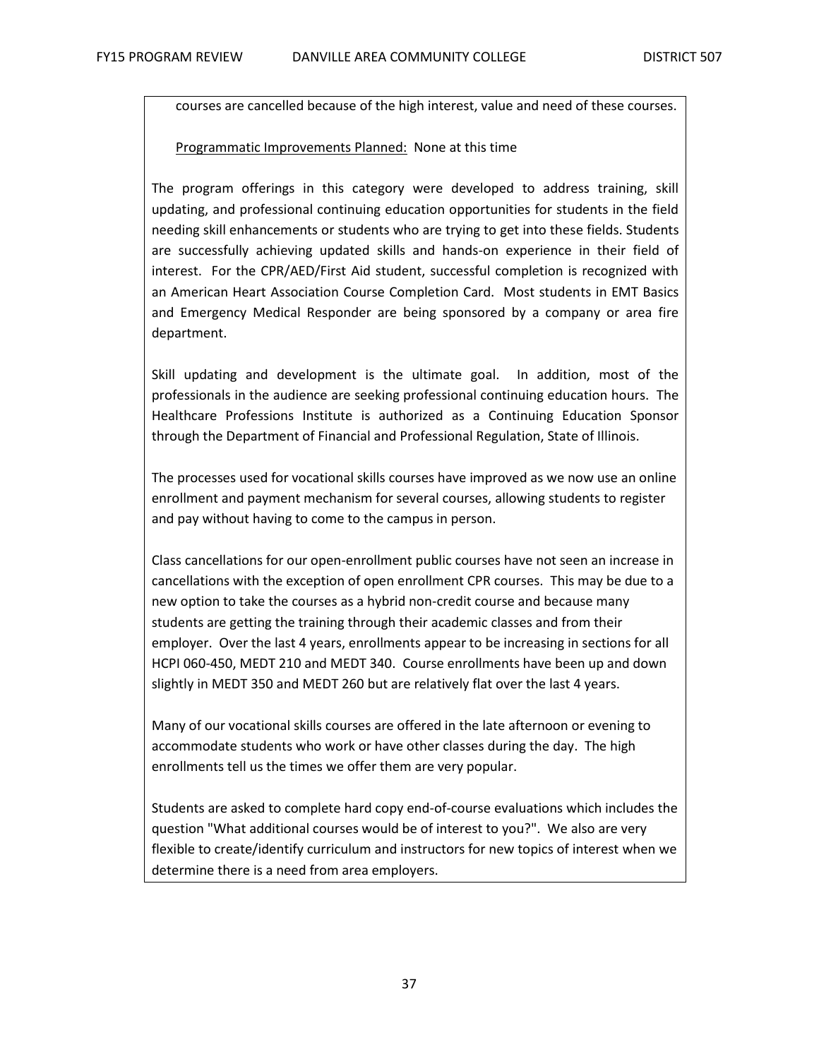courses are cancelled because of the high interest, value and need of these courses.

Programmatic Improvements Planned: None at this time

The program offerings in this category were developed to address training, skill updating, and professional continuing education opportunities for students in the field needing skill enhancements or students who are trying to get into these fields. Students are successfully achieving updated skills and hands-on experience in their field of interest. For the CPR/AED/First Aid student, successful completion is recognized with an American Heart Association Course Completion Card. Most students in EMT Basics and Emergency Medical Responder are being sponsored by a company or area fire department.

Skill updating and development is the ultimate goal. In addition, most of the professionals in the audience are seeking professional continuing education hours. The Healthcare Professions Institute is authorized as a Continuing Education Sponsor through the Department of Financial and Professional Regulation, State of Illinois.

The processes used for vocational skills courses have improved as we now use an online enrollment and payment mechanism for several courses, allowing students to register and pay without having to come to the campus in person.

Class cancellations for our open-enrollment public courses have not seen an increase in cancellations with the exception of open enrollment CPR courses. This may be due to a new option to take the courses as a hybrid non-credit course and because many students are getting the training through their academic classes and from their employer. Over the last 4 years, enrollments appear to be increasing in sections for all HCPI 060-450, MEDT 210 and MEDT 340. Course enrollments have been up and down slightly in MEDT 350 and MEDT 260 but are relatively flat over the last 4 years.

Many of our vocational skills courses are offered in the late afternoon or evening to accommodate students who work or have other classes during the day. The high enrollments tell us the times we offer them are very popular.

Students are asked to complete hard copy end-of-course evaluations which includes the question "What additional courses would be of interest to you?". We also are very flexible to create/identify curriculum and instructors for new topics of interest when we determine there is a need from area employers.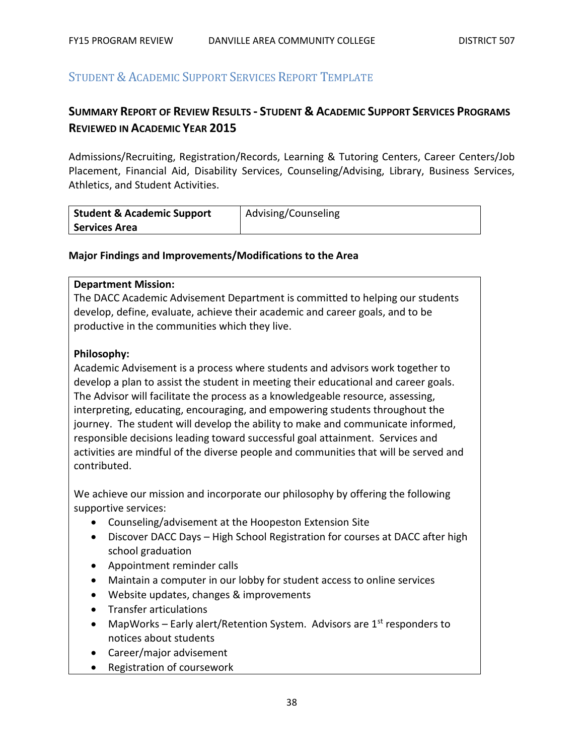## Student & Academic Support Services Report Template

### Summary Report of Review Results - Student & Academic Support Services Programs Reviewed in Academic Year 2015

Admissions/Recruiting, Registration/Records, Learning & Tutoring Centers, Career Centers/Job Placement, Financial Aid, Disability Services, Counseling/Advising, Library, Business Services, Athletics, and Student Activities.

| **Student & Academic Support Services Area** | Advising/Counseling |
|---|---|

**Major Findings and Improvements/Modifications to the Area**

**Department Mission:**
The DACC Academic Advisement Department is committed to helping our students develop, define, evaluate, achieve their academic and career goals, and to be productive in the communities which they live.

**Philosophy:**
Academic Advisement is a process where students and advisors work together to develop a plan to assist the student in meeting their educational and career goals. The Advisor will facilitate the process as a knowledgeable resource, assessing, interpreting, educating, encouraging, and empowering students throughout the journey. The student will develop the ability to make and communicate informed, responsible decisions leading toward successful goal attainment. Services and activities are mindful of the diverse people and communities that will be served and contributed.

We achieve our mission and incorporate our philosophy by offering the following supportive services:

- Counseling/advisement at the Hoopeston Extension Site
- Discover DACC Days – High School Registration for courses at DACC after high school graduation
- Appointment reminder calls
- Maintain a computer in our lobby for student access to online services
- Website updates, changes & improvements
- Transfer articulations
- MapWorks – Early alert/Retention System. Advisors are 1st responders to notices about students
- Career/major advisement
- Registration of coursework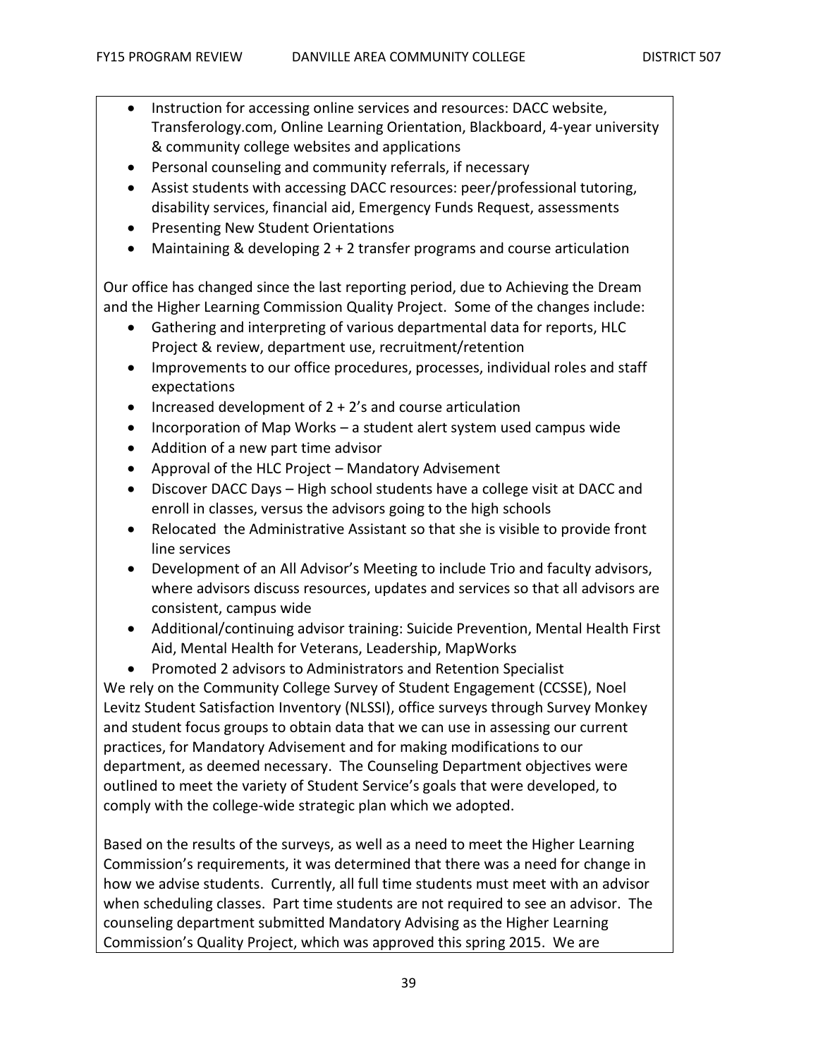- Instruction for accessing online services and resources: DACC website, Transferology.com, Online Learning Orientation, Blackboard, 4-year university & community college websites and applications
- Personal counseling and community referrals, if necessary
- Assist students with accessing DACC resources: peer/professional tutoring, disability services, financial aid, Emergency Funds Request, assessments
- Presenting New Student Orientations
- Maintaining & developing 2 + 2 transfer programs and course articulation

Our office has changed since the last reporting period, due to Achieving the Dream and the Higher Learning Commission Quality Project. Some of the changes include:

- Gathering and interpreting of various departmental data for reports, HLC Project & review, department use, recruitment/retention
- Improvements to our office procedures, processes, individual roles and staff expectations
- Increased development of 2 + 2's and course articulation
- Incorporation of Map Works – a student alert system used campus wide
- Addition of a new part time advisor
- Approval of the HLC Project – Mandatory Advisement
- Discover DACC Days – High school students have a college visit at DACC and enroll in classes, versus the advisors going to the high schools
- Relocated the Administrative Assistant so that she is visible to provide front line services
- Development of an All Advisor's Meeting to include Trio and faculty advisors, where advisors discuss resources, updates and services so that all advisors are consistent, campus wide
- Additional/continuing advisor training: Suicide Prevention, Mental Health First Aid, Mental Health for Veterans, Leadership, MapWorks
- Promoted 2 advisors to Administrators and Retention Specialist

We rely on the Community College Survey of Student Engagement (CCSSE), Noel Levitz Student Satisfaction Inventory (NLSSI), office surveys through Survey Monkey and student focus groups to obtain data that we can use in assessing our current practices, for Mandatory Advisement and for making modifications to our department, as deemed necessary. The Counseling Department objectives were outlined to meet the variety of Student Service's goals that were developed, to comply with the college-wide strategic plan which we adopted.

Based on the results of the surveys, as well as a need to meet the Higher Learning Commission's requirements, it was determined that there was a need for change in how we advise students. Currently, all full time students must meet with an advisor when scheduling classes. Part time students are not required to see an advisor. The counseling department submitted Mandatory Advising as the Higher Learning Commission's Quality Project, which was approved this spring 2015. We are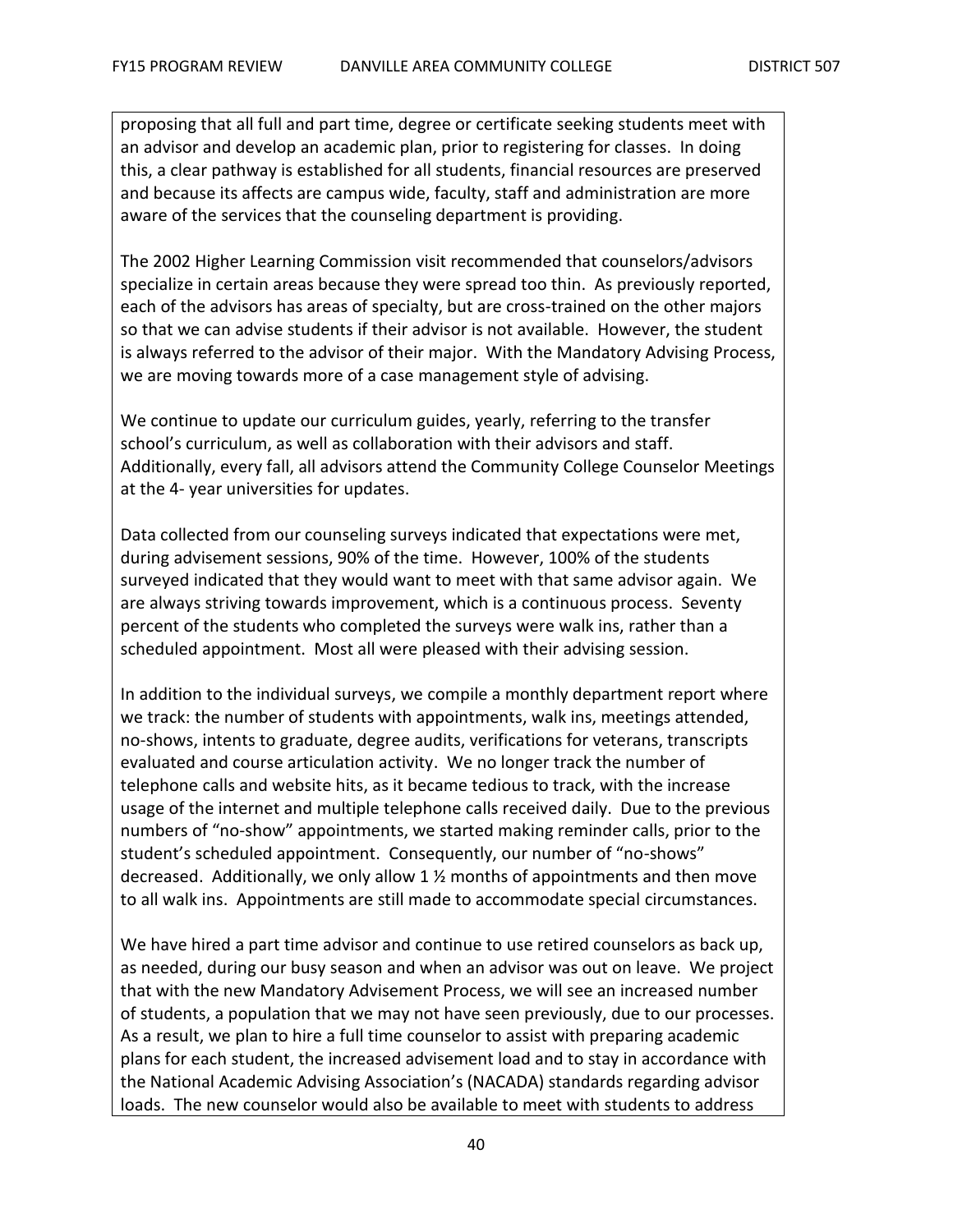proposing that all full and part time, degree or certificate seeking students meet with an advisor and develop an academic plan, prior to registering for classes. In doing this, a clear pathway is established for all students, financial resources are preserved and because its affects are campus wide, faculty, staff and administration are more aware of the services that the counseling department is providing.

The 2002 Higher Learning Commission visit recommended that counselors/advisors specialize in certain areas because they were spread too thin. As previously reported, each of the advisors has areas of specialty, but are cross-trained on the other majors so that we can advise students if their advisor is not available. However, the student is always referred to the advisor of their major. With the Mandatory Advising Process, we are moving towards more of a case management style of advising.

We continue to update our curriculum guides, yearly, referring to the transfer school's curriculum, as well as collaboration with their advisors and staff. Additionally, every fall, all advisors attend the Community College Counselor Meetings at the 4- year universities for updates.

Data collected from our counseling surveys indicated that expectations were met, during advisement sessions, 90% of the time. However, 100% of the students surveyed indicated that they would want to meet with that same advisor again. We are always striving towards improvement, which is a continuous process. Seventy percent of the students who completed the surveys were walk ins, rather than a scheduled appointment. Most all were pleased with their advising session.

In addition to the individual surveys, we compile a monthly department report where we track: the number of students with appointments, walk ins, meetings attended, no-shows, intents to graduate, degree audits, verifications for veterans, transcripts evaluated and course articulation activity. We no longer track the number of telephone calls and website hits, as it became tedious to track, with the increase usage of the internet and multiple telephone calls received daily. Due to the previous numbers of "no-show" appointments, we started making reminder calls, prior to the student's scheduled appointment. Consequently, our number of "no-shows" decreased. Additionally, we only allow 1 ½ months of appointments and then move to all walk ins. Appointments are still made to accommodate special circumstances.

We have hired a part time advisor and continue to use retired counselors as back up, as needed, during our busy season and when an advisor was out on leave. We project that with the new Mandatory Advisement Process, we will see an increased number of students, a population that we may not have seen previously, due to our processes. As a result, we plan to hire a full time counselor to assist with preparing academic plans for each student, the increased advisement load and to stay in accordance with the National Academic Advising Association's (NACADA) standards regarding advisor loads. The new counselor would also be available to meet with students to address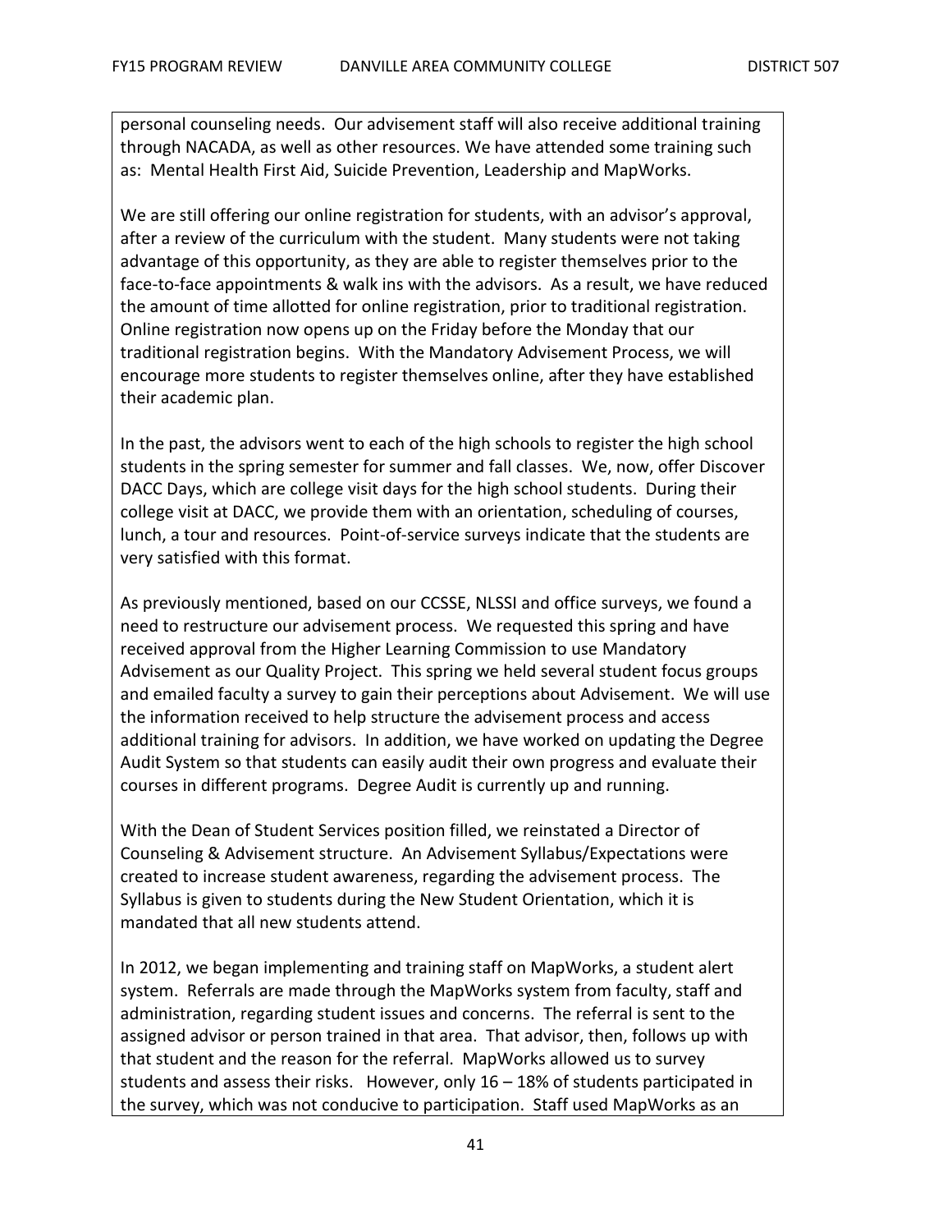personal counseling needs. Our advisement staff will also receive additional training through NACADA, as well as other resources. We have attended some training such as: Mental Health First Aid, Suicide Prevention, Leadership and MapWorks.

We are still offering our online registration for students, with an advisor's approval, after a review of the curriculum with the student. Many students were not taking advantage of this opportunity, as they are able to register themselves prior to the face-to-face appointments & walk ins with the advisors. As a result, we have reduced the amount of time allotted for online registration, prior to traditional registration. Online registration now opens up on the Friday before the Monday that our traditional registration begins. With the Mandatory Advisement Process, we will encourage more students to register themselves online, after they have established their academic plan.

In the past, the advisors went to each of the high schools to register the high school students in the spring semester for summer and fall classes. We, now, offer Discover DACC Days, which are college visit days for the high school students. During their college visit at DACC, we provide them with an orientation, scheduling of courses, lunch, a tour and resources. Point-of-service surveys indicate that the students are very satisfied with this format.

As previously mentioned, based on our CCSSE, NLSSI and office surveys, we found a need to restructure our advisement process. We requested this spring and have received approval from the Higher Learning Commission to use Mandatory Advisement as our Quality Project. This spring we held several student focus groups and emailed faculty a survey to gain their perceptions about Advisement. We will use the information received to help structure the advisement process and access additional training for advisors. In addition, we have worked on updating the Degree Audit System so that students can easily audit their own progress and evaluate their courses in different programs. Degree Audit is currently up and running.

With the Dean of Student Services position filled, we reinstated a Director of Counseling & Advisement structure. An Advisement Syllabus/Expectations were created to increase student awareness, regarding the advisement process. The Syllabus is given to students during the New Student Orientation, which it is mandated that all new students attend.

In 2012, we began implementing and training staff on MapWorks, a student alert system. Referrals are made through the MapWorks system from faculty, staff and administration, regarding student issues and concerns. The referral is sent to the assigned advisor or person trained in that area. That advisor, then, follows up with that student and the reason for the referral. MapWorks allowed us to survey students and assess their risks. However, only 16 – 18% of students participated in the survey, which was not conducive to participation. Staff used MapWorks as an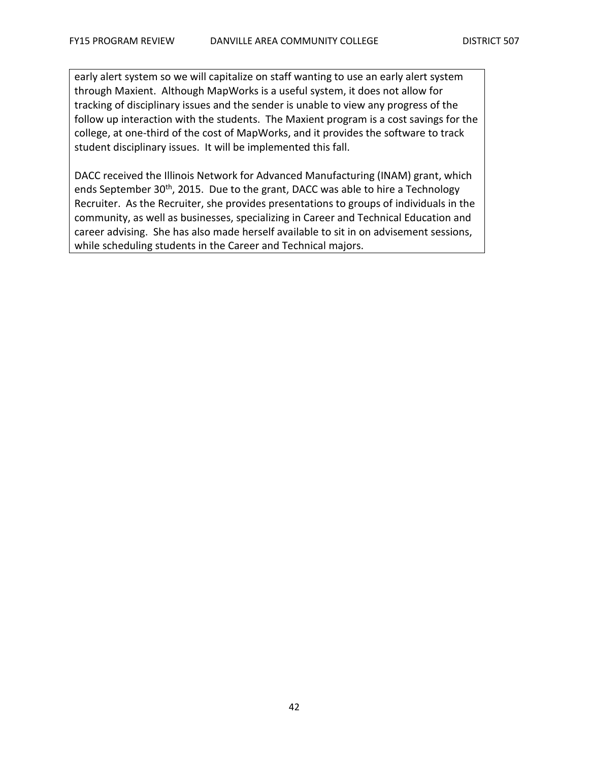early alert system so we will capitalize on staff wanting to use an early alert system through Maxient. Although MapWorks is a useful system, it does not allow for tracking of disciplinary issues and the sender is unable to view any progress of the follow up interaction with the students. The Maxient program is a cost savings for the college, at one-third of the cost of MapWorks, and it provides the software to track student disciplinary issues. It will be implemented this fall.

DACC received the Illinois Network for Advanced Manufacturing (INAM) grant, which ends September 30th, 2015. Due to the grant, DACC was able to hire a Technology Recruiter. As the Recruiter, she provides presentations to groups of individuals in the community, as well as businesses, specializing in Career and Technical Education and career advising. She has also made herself available to sit in on advisement sessions, while scheduling students in the Career and Technical majors.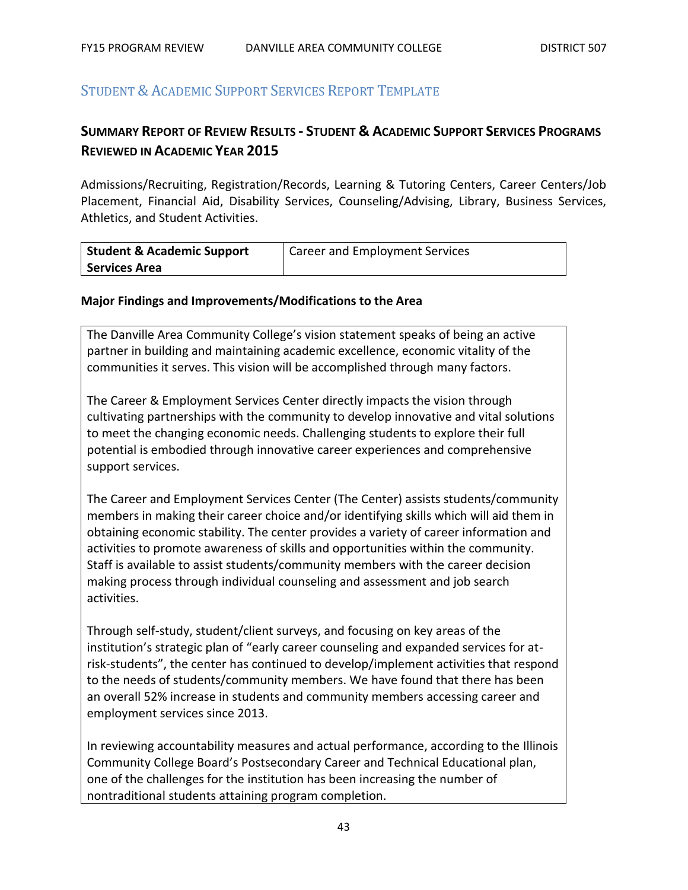## Student & Academic Support Services Report Template

### Summary Report of Review Results - Student & Academic Support Services Programs Reviewed in Academic Year 2015

Admissions/Recruiting, Registration/Records, Learning & Tutoring Centers, Career Centers/Job Placement, Financial Aid, Disability Services, Counseling/Advising, Library, Business Services, Athletics, and Student Activities.

| **Student & Academic Support Services Area** | Career and Employment Services |
|---|---|

**Major Findings and Improvements/Modifications to the Area**

The Danville Area Community College's vision statement speaks of being an active partner in building and maintaining academic excellence, economic vitality of the communities it serves. This vision will be accomplished through many factors.

The Career & Employment Services Center directly impacts the vision through cultivating partnerships with the community to develop innovative and vital solutions to meet the changing economic needs. Challenging students to explore their full potential is embodied through innovative career experiences and comprehensive support services.

The Career and Employment Services Center (The Center) assists students/community members in making their career choice and/or identifying skills which will aid them in obtaining economic stability. The center provides a variety of career information and activities to promote awareness of skills and opportunities within the community. Staff is available to assist students/community members with the career decision making process through individual counseling and assessment and job search activities.

Through self-study, student/client surveys, and focusing on key areas of the institution's strategic plan of "early career counseling and expanded services for at-risk-students", the center has continued to develop/implement activities that respond to the needs of students/community members. We have found that there has been an overall 52% increase in students and community members accessing career and employment services since 2013.

In reviewing accountability measures and actual performance, according to the Illinois Community College Board's Postsecondary Career and Technical Educational plan, one of the challenges for the institution has been increasing the number of nontraditional students attaining program completion.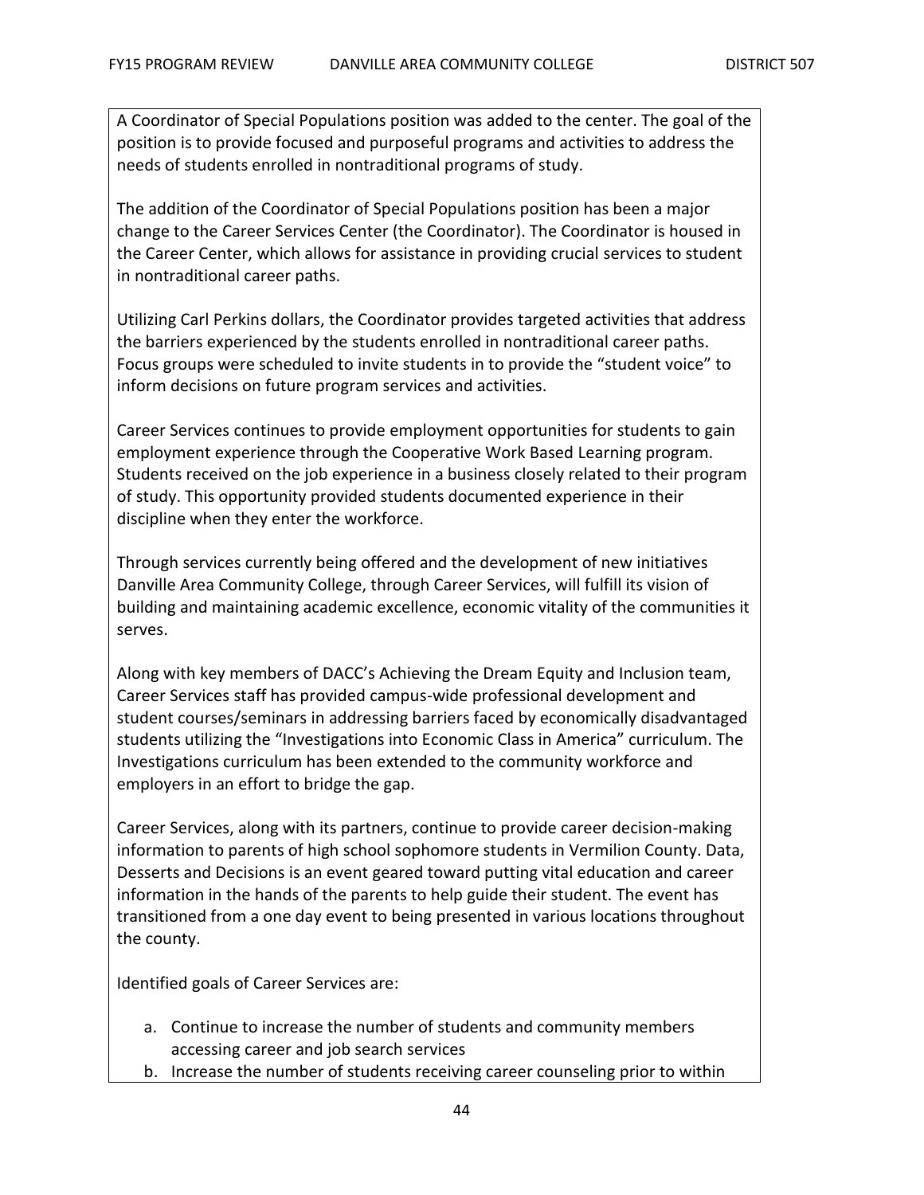A Coordinator of Special Populations position was added to the center. The goal of the position is to provide focused and purposeful programs and activities to address the needs of students enrolled in nontraditional programs of study.

The addition of the Coordinator of Special Populations position has been a major change to the Career Services Center (the Coordinator). The Coordinator is housed in the Career Center, which allows for assistance in providing crucial services to student in nontraditional career paths.

Utilizing Carl Perkins dollars, the Coordinator provides targeted activities that address the barriers experienced by the students enrolled in nontraditional career paths. Focus groups were scheduled to invite students in to provide the "student voice" to inform decisions on future program services and activities.

Career Services continues to provide employment opportunities for students to gain employment experience through the Cooperative Work Based Learning program. Students received on the job experience in a business closely related to their program of study. This opportunity provided students documented experience in their discipline when they enter the workforce.

Through services currently being offered and the development of new initiatives Danville Area Community College, through Career Services, will fulfill its vision of building and maintaining academic excellence, economic vitality of the communities it serves.

Along with key members of DACC's Achieving the Dream Equity and Inclusion team, Career Services staff has provided campus-wide professional development and student courses/seminars in addressing barriers faced by economically disadvantaged students utilizing the "Investigations into Economic Class in America" curriculum. The Investigations curriculum has been extended to the community workforce and employers in an effort to bridge the gap.

Career Services, along with its partners, continue to provide career decision-making information to parents of high school sophomore students in Vermilion County. Data, Desserts and Decisions is an event geared toward putting vital education and career information in the hands of the parents to help guide their student. The event has transitioned from a one day event to being presented in various locations throughout the county.

Identified goals of Career Services are:

a. Continue to increase the number of students and community members accessing career and job search services
b. Increase the number of students receiving career counseling prior to within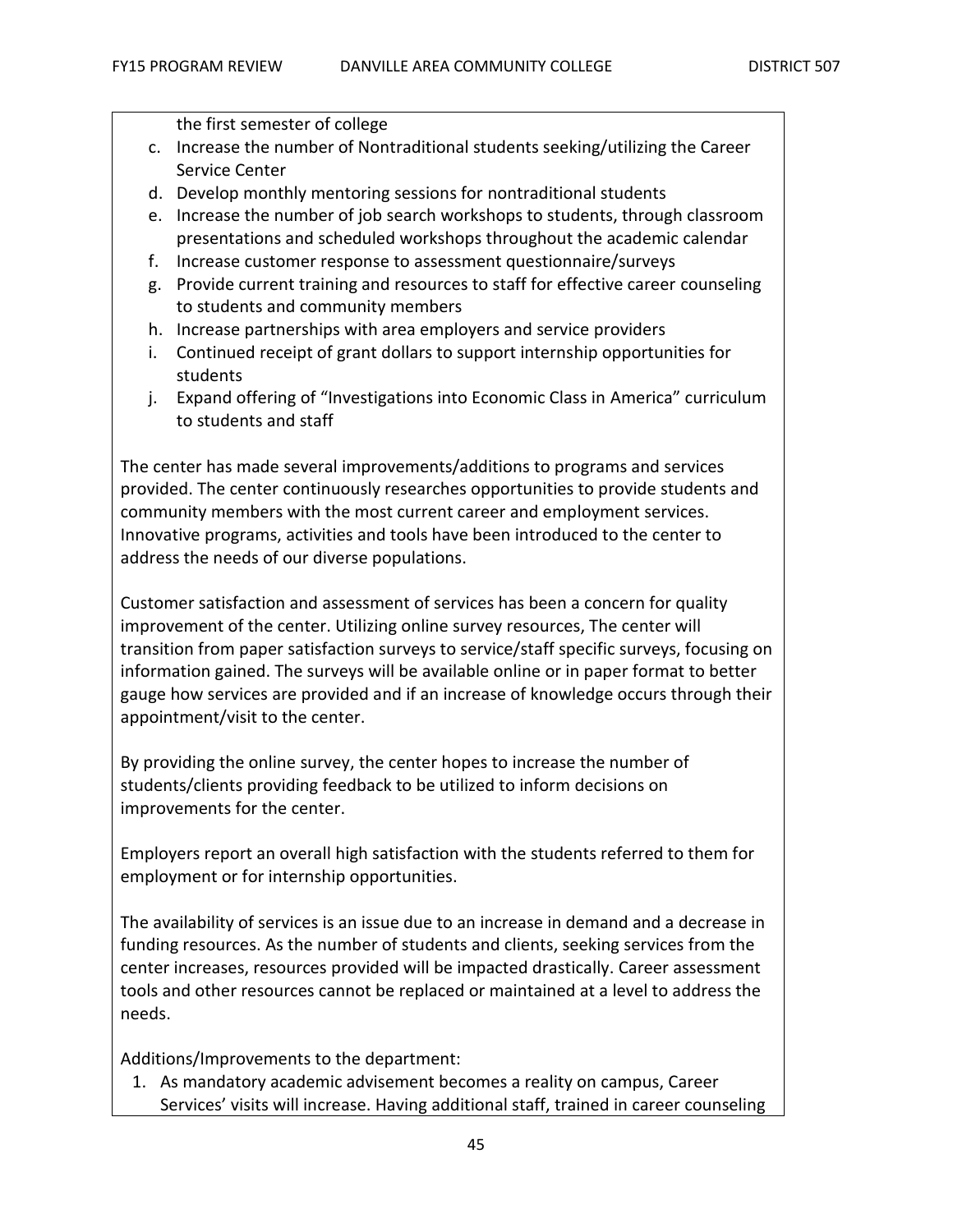the first semester of college

c. Increase the number of Nontraditional students seeking/utilizing the Career Service Center
d. Develop monthly mentoring sessions for nontraditional students
e. Increase the number of job search workshops to students, through classroom presentations and scheduled workshops throughout the academic calendar
f. Increase customer response to assessment questionnaire/surveys
g. Provide current training and resources to staff for effective career counseling to students and community members
h. Increase partnerships with area employers and service providers
i. Continued receipt of grant dollars to support internship opportunities for students
j. Expand offering of "Investigations into Economic Class in America" curriculum to students and staff

The center has made several improvements/additions to programs and services provided. The center continuously researches opportunities to provide students and community members with the most current career and employment services. Innovative programs, activities and tools have been introduced to the center to address the needs of our diverse populations.

Customer satisfaction and assessment of services has been a concern for quality improvement of the center. Utilizing online survey resources, The center will transition from paper satisfaction surveys to service/staff specific surveys, focusing on information gained. The surveys will be available online or in paper format to better gauge how services are provided and if an increase of knowledge occurs through their appointment/visit to the center.

By providing the online survey, the center hopes to increase the number of students/clients providing feedback to be utilized to inform decisions on improvements for the center.

Employers report an overall high satisfaction with the students referred to them for employment or for internship opportunities.

The availability of services is an issue due to an increase in demand and a decrease in funding resources. As the number of students and clients, seeking services from the center increases, resources provided will be impacted drastically. Career assessment tools and other resources cannot be replaced or maintained at a level to address the needs.

Additions/Improvements to the department:

1. As mandatory academic advisement becomes a reality on campus, Career Services' visits will increase. Having additional staff, trained in career counseling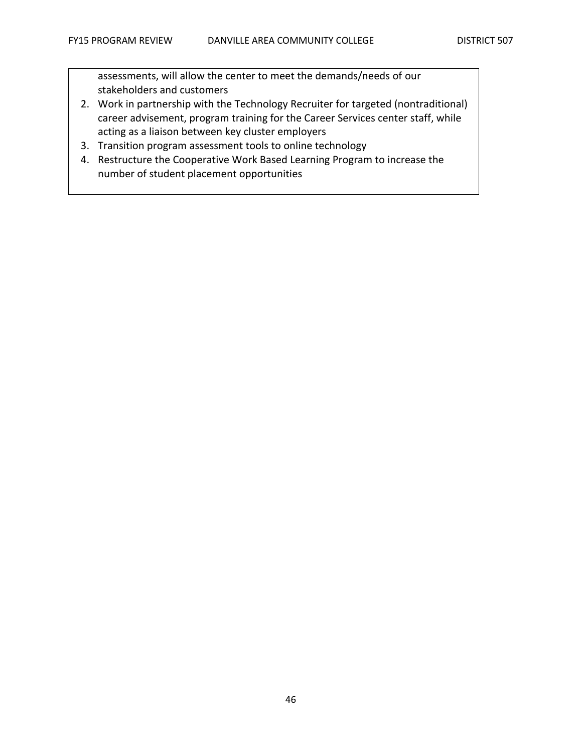assessments, will allow the center to meet the demands/needs of our stakeholders and customers

2. Work in partnership with the Technology Recruiter for targeted (nontraditional) career advisement, program training for the Career Services center staff, while acting as a liaison between key cluster employers
3. Transition program assessment tools to online technology
4. Restructure the Cooperative Work Based Learning Program to increase the number of student placement opportunities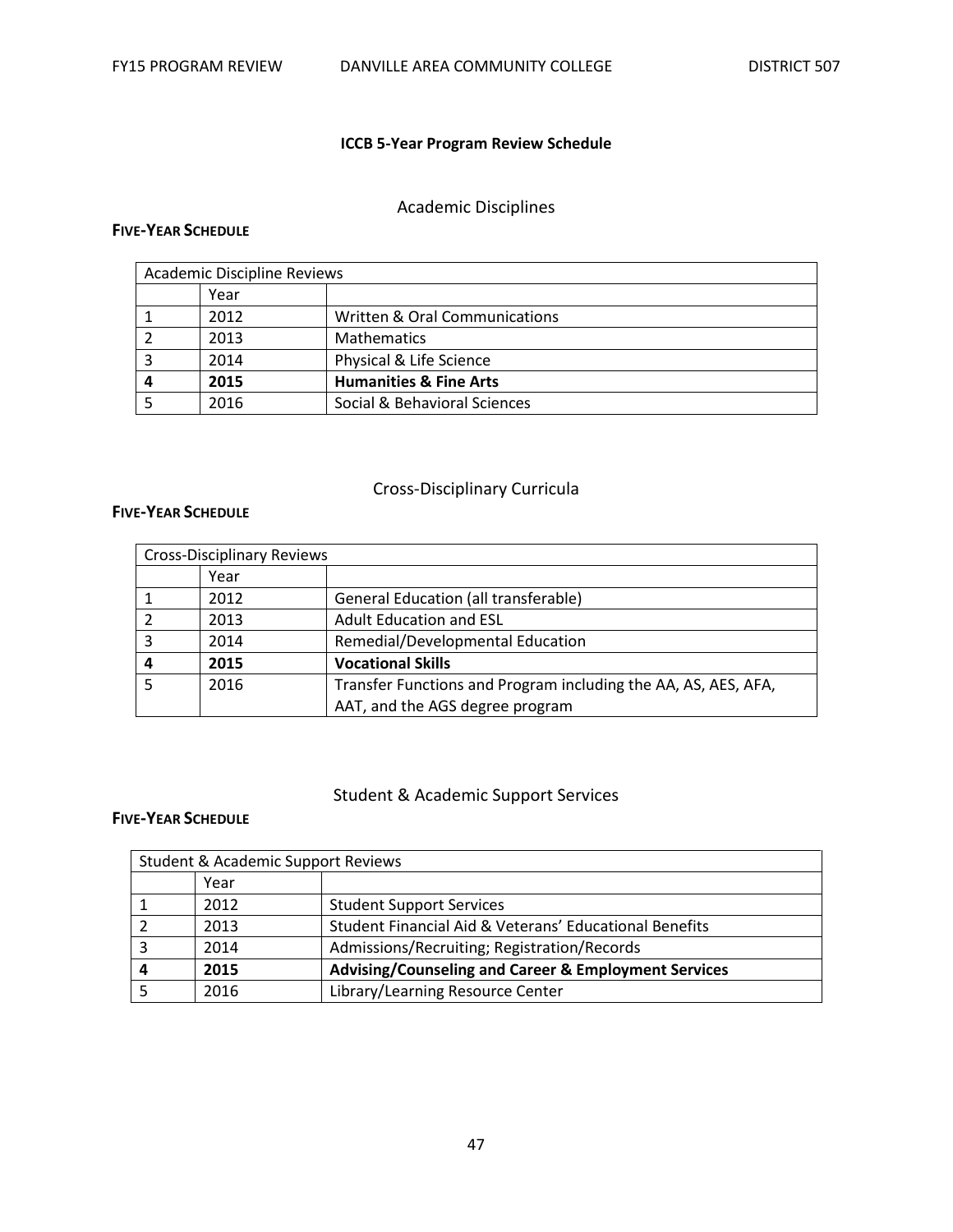## ICCB 5-Year Program Review Schedule

### Academic Disciplines

**FIVE-YEAR SCHEDULE**

| Academic Discipline Reviews | | |
|---|---|---|
| | Year | |
| 1 | 2012 | Written & Oral Communications |
| 2 | 2013 | Mathematics |
| 3 | 2014 | Physical & Life Science |
| **4** | **2015** | **Humanities & Fine Arts** |
| 5 | 2016 | Social & Behavioral Sciences |

### Cross-Disciplinary Curricula

**FIVE-YEAR SCHEDULE**

| Cross-Disciplinary Reviews | | |
|---|---|---|
| | Year | |
| 1 | 2012 | General Education (all transferable) |
| 2 | 2013 | Adult Education and ESL |
| 3 | 2014 | Remedial/Developmental Education |
| **4** | **2015** | **Vocational Skills** |
| 5 | 2016 | Transfer Functions and Program including the AA, AS, AES, AFA, AAT, and the AGS degree program |

### Student & Academic Support Services

**FIVE-YEAR SCHEDULE**

| Student & Academic Support Reviews | | |
|---|---|---|
| | Year | |
| 1 | 2012 | Student Support Services |
| 2 | 2013 | Student Financial Aid & Veterans' Educational Benefits |
| 3 | 2014 | Admissions/Recruiting; Registration/Records |
| **4** | **2015** | **Advising/Counseling and Career & Employment Services** |
| 5 | 2016 | Library/Learning Resource Center |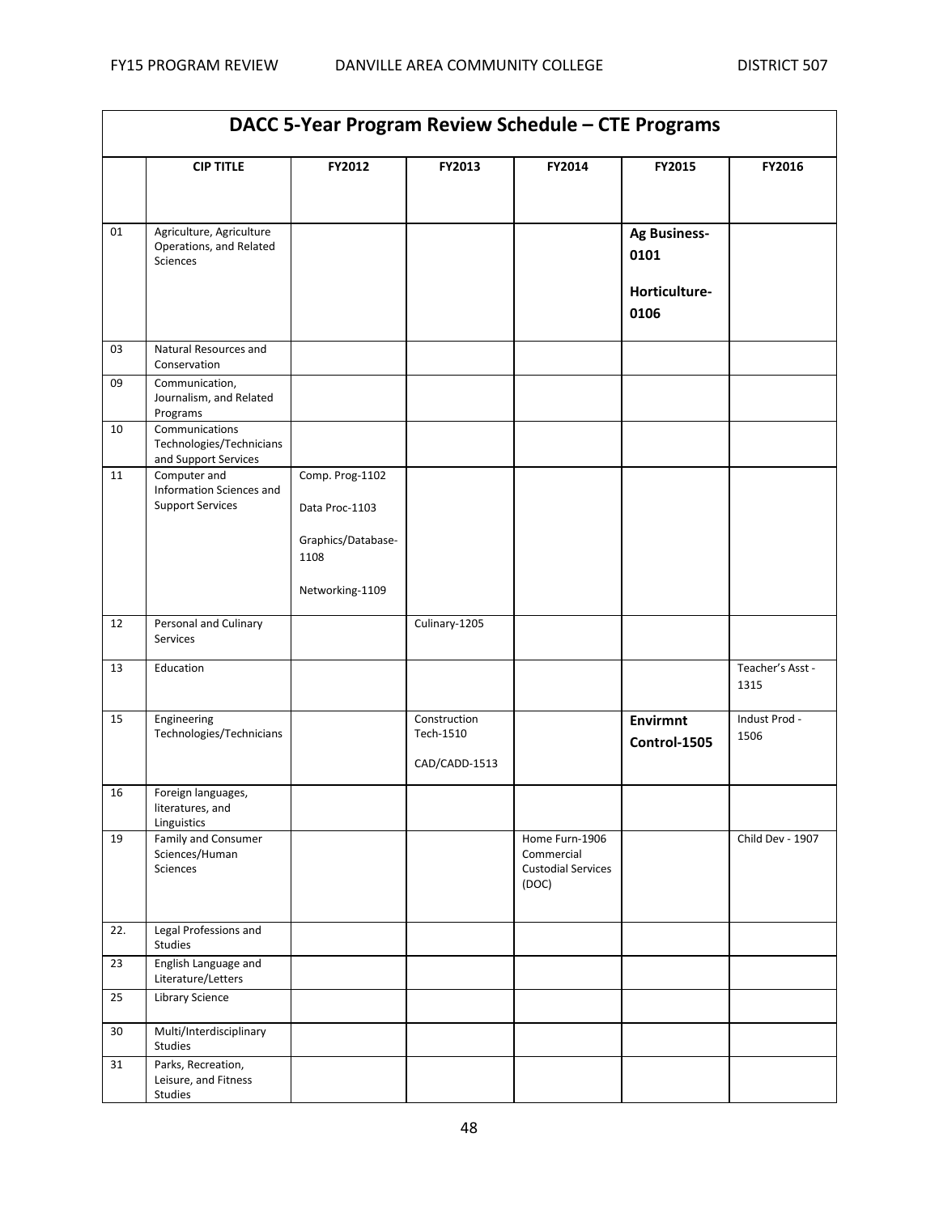# DACC 5-Year Program Review Schedule – CTE Programs

| | CIP TITLE | FY2012 | FY2013 | FY2014 | FY2015 | FY2016 |
|---|---|---|---|---|---|---|
| 01 | Agriculture, Agriculture Operations, and Related Sciences | | | | **Ag Business-0101**<br><br>**Horticulture-0106** | |
| 03 | Natural Resources and Conservation | | | | | |
| 09 | Communication, Journalism, and Related Programs | | | | | |
| 10 | Communications Technologies/Technicians and Support Services | | | | | |
| 11 | Computer and Information Sciences and Support Services | Comp. Prog-1102<br><br>Data Proc-1103<br><br>Graphics/Database-1108<br><br>Networking-1109 | | | | |
| 12 | Personal and Culinary Services | | Culinary-1205 | | | |
| 13 | Education | | | | | Teacher's Asst - 1315 |
| 15 | Engineering Technologies/Technicians | | Construction Tech-1510<br><br>CAD/CADD-1513 | | **Envirmnt Control-1505** | Indust Prod - 1506 |
| 16 | Foreign languages, literatures, and Linguistics | | | | | |
| 19 | Family and Consumer Sciences/Human Sciences | | | Home Furn-1906 Commercial Custodial Services (DOC) | | Child Dev - 1907 |
| 22. | Legal Professions and Studies | | | | | |
| 23 | English Language and Literature/Letters | | | | | |
| 25 | Library Science | | | | | |
| 30 | Multi/Interdisciplinary Studies | | | | | |
| 31 | Parks, Recreation, Leisure, and Fitness Studies | | | | | |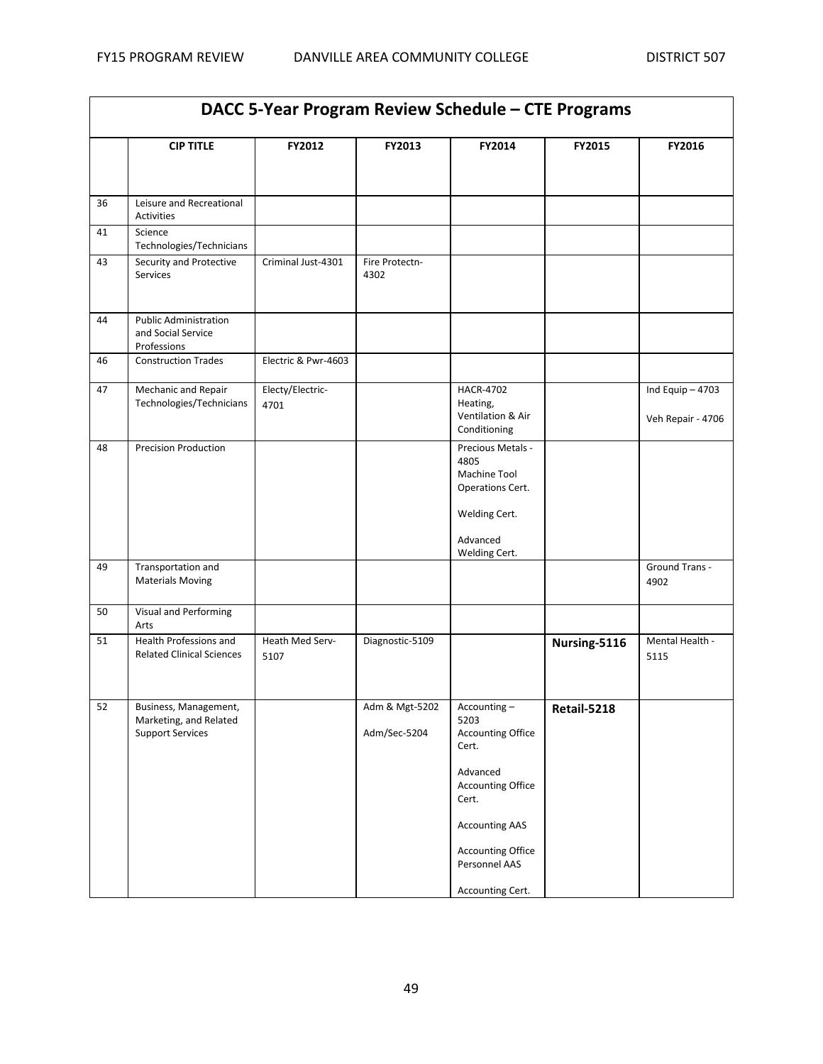## DACC 5-Year Program Review Schedule – CTE Programs

| | CIP TITLE | FY2012 | FY2013 | FY2014 | FY2015 | FY2016 |
|---|---|---|---|---|---|---|
| 36 | Leisure and Recreational Activities | | | | | |
| 41 | Science Technologies/Technicians | | | | | |
| 43 | Security and Protective Services | Criminal Just-4301 | Fire Protectn-4302 | | | |
| 44 | Public Administration and Social Service Professions | | | | | |
| 46 | Construction Trades | Electric & Pwr-4603 | | | | |
| 47 | Mechanic and Repair Technologies/Technicians | Electy/Electric-4701 | | HACR-4702 Heating, Ventilation & Air Conditioning | | Ind Equip – 4703<br><br>Veh Repair - 4706 |
| 48 | Precision Production | | | Precious Metals - 4805<br>Machine Tool Operations Cert.<br><br>Welding Cert.<br><br>Advanced Welding Cert. | | |
| 49 | Transportation and Materials Moving | | | | | Ground Trans - 4902 |
| 50 | Visual and Performing Arts | | | | | |
| 51 | Health Professions and Related Clinical Sciences | Heath Med Serv-5107 | Diagnostic-5109 | | **Nursing-5116** | Mental Health - 5115 |
| 52 | Business, Management, Marketing, and Related Support Services | | Adm & Mgt-5202<br><br>Adm/Sec-5204 | Accounting – 5203<br>Accounting Office Cert.<br><br>Advanced Accounting Office Cert.<br><br>Accounting AAS<br><br>Accounting Office Personnel AAS<br><br>Accounting Cert. | **Retail-5218** | |